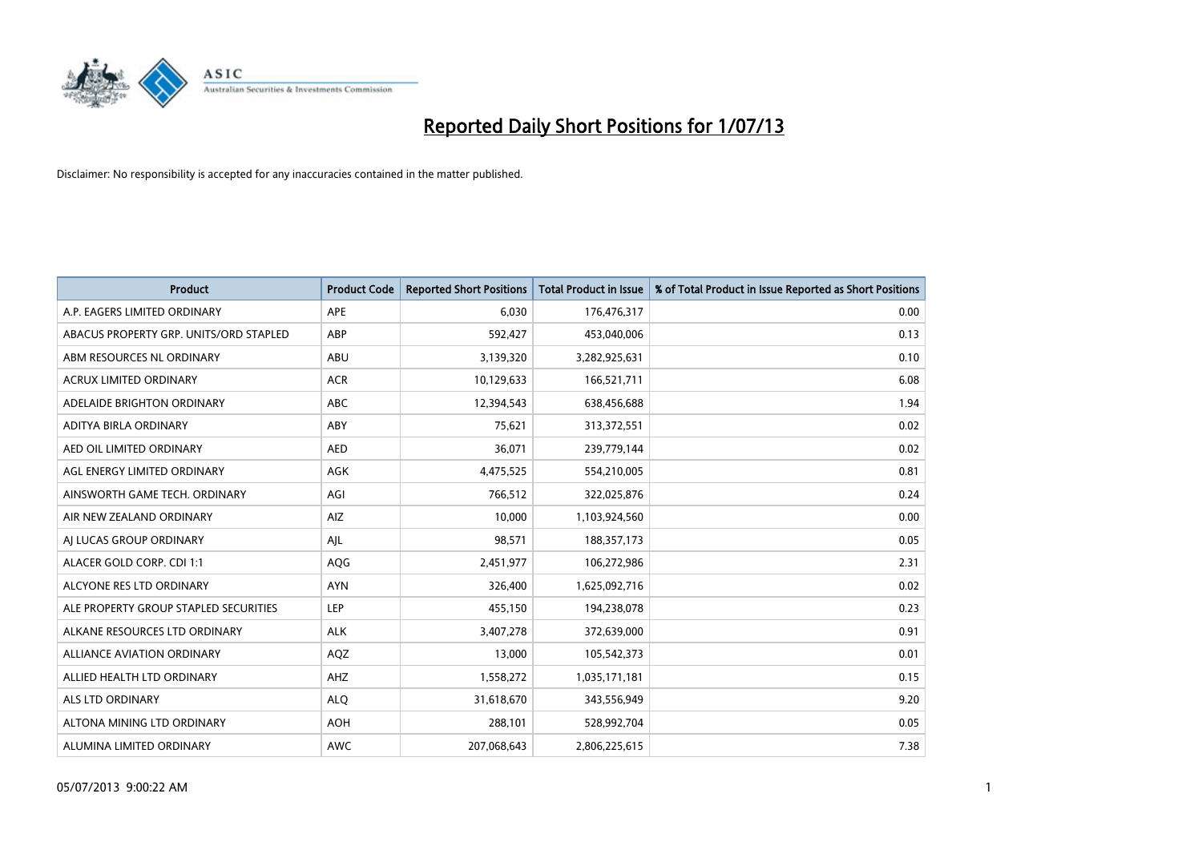# Reported Daily Short Positions for 1/07/13

Disclaimer: No responsibility is accepted for any inaccuracies contained in the matter published.

| Product | Product Code | Reported Short Positions | Total Product in Issue | % of Total Product in Issue Reported as Short Positions |
|---|---|---|---|---|
| A.P. EAGERS LIMITED ORDINARY | APE | 6,030 | 176,476,317 | 0.00 |
| ABACUS PROPERTY GRP. UNITS/ORD STAPLED | ABP | 592,427 | 453,040,006 | 0.13 |
| ABM RESOURCES NL ORDINARY | ABU | 3,139,320 | 3,282,925,631 | 0.10 |
| ACRUX LIMITED ORDINARY | ACR | 10,129,633 | 166,521,711 | 6.08 |
| ADELAIDE BRIGHTON ORDINARY | ABC | 12,394,543 | 638,456,688 | 1.94 |
| ADITYA BIRLA ORDINARY | ABY | 75,621 | 313,372,551 | 0.02 |
| AED OIL LIMITED ORDINARY | AED | 36,071 | 239,779,144 | 0.02 |
| AGL ENERGY LIMITED ORDINARY | AGK | 4,475,525 | 554,210,005 | 0.81 |
| AINSWORTH GAME TECH. ORDINARY | AGI | 766,512 | 322,025,876 | 0.24 |
| AIR NEW ZEALAND ORDINARY | AIZ | 10,000 | 1,103,924,560 | 0.00 |
| AJ LUCAS GROUP ORDINARY | AJL | 98,571 | 188,357,173 | 0.05 |
| ALACER GOLD CORP. CDI 1:1 | AQG | 2,451,977 | 106,272,986 | 2.31 |
| ALCYONE RES LTD ORDINARY | AYN | 326,400 | 1,625,092,716 | 0.02 |
| ALE PROPERTY GROUP STAPLED SECURITIES | LEP | 455,150 | 194,238,078 | 0.23 |
| ALKANE RESOURCES LTD ORDINARY | ALK | 3,407,278 | 372,639,000 | 0.91 |
| ALLIANCE AVIATION ORDINARY | AQZ | 13,000 | 105,542,373 | 0.01 |
| ALLIED HEALTH LTD ORDINARY | AHZ | 1,558,272 | 1,035,171,181 | 0.15 |
| ALS LTD ORDINARY | ALQ | 31,618,670 | 343,556,949 | 9.20 |
| ALTONA MINING LTD ORDINARY | AOH | 288,101 | 528,992,704 | 0.05 |
| ALUMINA LIMITED ORDINARY | AWC | 207,068,643 | 2,806,225,615 | 7.38 |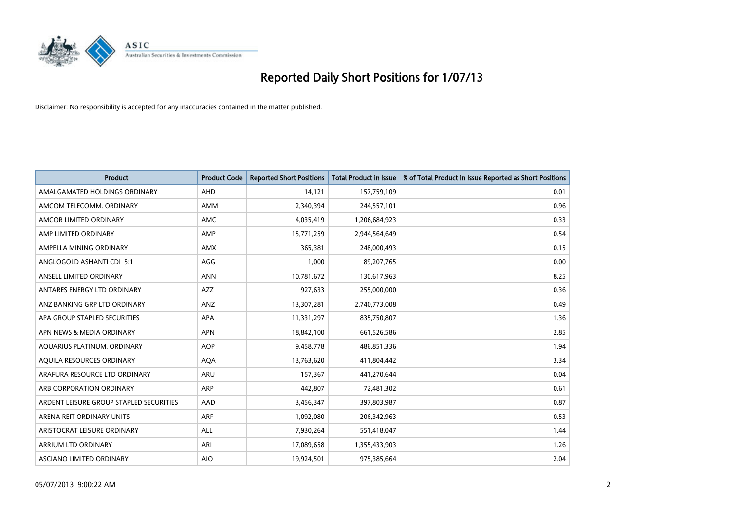# Reported Daily Short Positions for 1/07/13

Disclaimer: No responsibility is accepted for any inaccuracies contained in the matter published.

| Product | Product Code | Reported Short Positions | Total Product in Issue | % of Total Product in Issue Reported as Short Positions |
|---|---|---|---|---|
| AMALGAMATED HOLDINGS ORDINARY | AHD | 14,121 | 157,759,109 | 0.01 |
| AMCOM TELECOMM. ORDINARY | AMM | 2,340,394 | 244,557,101 | 0.96 |
| AMCOR LIMITED ORDINARY | AMC | 4,035,419 | 1,206,684,923 | 0.33 |
| AMP LIMITED ORDINARY | AMP | 15,771,259 | 2,944,564,649 | 0.54 |
| AMPELLA MINING ORDINARY | AMX | 365,381 | 248,000,493 | 0.15 |
| ANGLOGOLD ASHANTI CDI 5:1 | AGG | 1,000 | 89,207,765 | 0.00 |
| ANSELL LIMITED ORDINARY | ANN | 10,781,672 | 130,617,963 | 8.25 |
| ANTARES ENERGY LTD ORDINARY | AZZ | 927,633 | 255,000,000 | 0.36 |
| ANZ BANKING GRP LTD ORDINARY | ANZ | 13,307,281 | 2,740,773,008 | 0.49 |
| APA GROUP STAPLED SECURITIES | APA | 11,331,297 | 835,750,807 | 1.36 |
| APN NEWS & MEDIA ORDINARY | APN | 18,842,100 | 661,526,586 | 2.85 |
| AQUARIUS PLATINUM. ORDINARY | AQP | 9,458,778 | 486,851,336 | 1.94 |
| AQUILA RESOURCES ORDINARY | AQA | 13,763,620 | 411,804,442 | 3.34 |
| ARAFURA RESOURCE LTD ORDINARY | ARU | 157,367 | 441,270,644 | 0.04 |
| ARB CORPORATION ORDINARY | ARP | 442,807 | 72,481,302 | 0.61 |
| ARDENT LEISURE GROUP STAPLED SECURITIES | AAD | 3,456,347 | 397,803,987 | 0.87 |
| ARENA REIT ORDINARY UNITS | ARF | 1,092,080 | 206,342,963 | 0.53 |
| ARISTOCRAT LEISURE ORDINARY | ALL | 7,930,264 | 551,418,047 | 1.44 |
| ARRIUM LTD ORDINARY | ARI | 17,089,658 | 1,355,433,903 | 1.26 |
| ASCIANO LIMITED ORDINARY | AIO | 19,924,501 | 975,385,664 | 2.04 |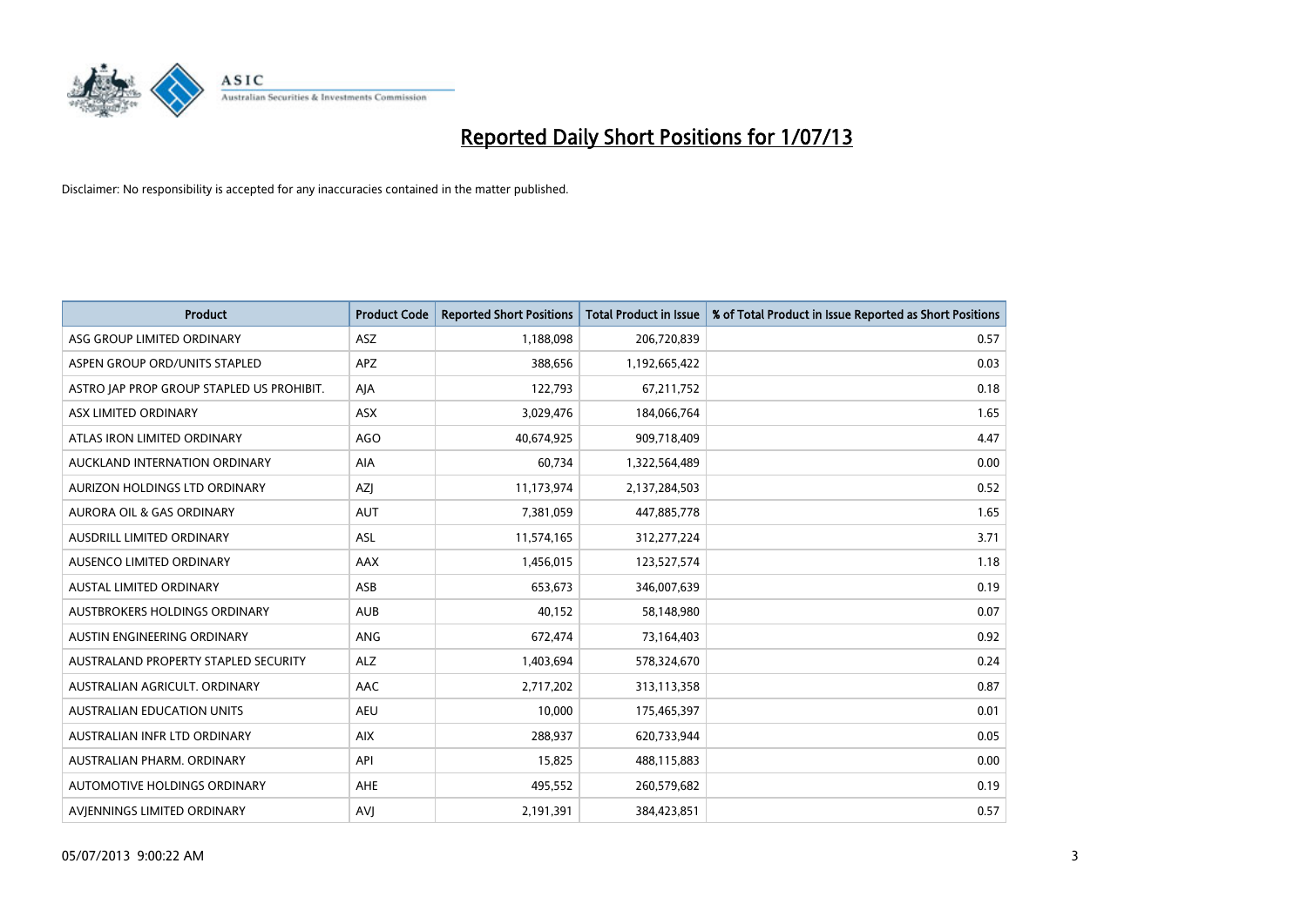# Reported Daily Short Positions for 1/07/13

Disclaimer: No responsibility is accepted for any inaccuracies contained in the matter published.

| Product | Product Code | Reported Short Positions | Total Product in Issue | % of Total Product in Issue Reported as Short Positions |
|---|---|---|---|---|
| ASG GROUP LIMITED ORDINARY | ASZ | 1,188,098 | 206,720,839 | 0.57 |
| ASPEN GROUP ORD/UNITS STAPLED | APZ | 388,656 | 1,192,665,422 | 0.03 |
| ASTRO JAP PROP GROUP STAPLED US PROHIBIT. | AJA | 122,793 | 67,211,752 | 0.18 |
| ASX LIMITED ORDINARY | ASX | 3,029,476 | 184,066,764 | 1.65 |
| ATLAS IRON LIMITED ORDINARY | AGO | 40,674,925 | 909,718,409 | 4.47 |
| AUCKLAND INTERNATION ORDINARY | AIA | 60,734 | 1,322,564,489 | 0.00 |
| AURIZON HOLDINGS LTD ORDINARY | AZJ | 11,173,974 | 2,137,284,503 | 0.52 |
| AURORA OIL & GAS ORDINARY | AUT | 7,381,059 | 447,885,778 | 1.65 |
| AUSDRILL LIMITED ORDINARY | ASL | 11,574,165 | 312,277,224 | 3.71 |
| AUSENCO LIMITED ORDINARY | AAX | 1,456,015 | 123,527,574 | 1.18 |
| AUSTAL LIMITED ORDINARY | ASB | 653,673 | 346,007,639 | 0.19 |
| AUSTBROKERS HOLDINGS ORDINARY | AUB | 40,152 | 58,148,980 | 0.07 |
| AUSTIN ENGINEERING ORDINARY | ANG | 672,474 | 73,164,403 | 0.92 |
| AUSTRALAND PROPERTY STAPLED SECURITY | ALZ | 1,403,694 | 578,324,670 | 0.24 |
| AUSTRALIAN AGRICULT. ORDINARY | AAC | 2,717,202 | 313,113,358 | 0.87 |
| AUSTRALIAN EDUCATION UNITS | AEU | 10,000 | 175,465,397 | 0.01 |
| AUSTRALIAN INFR LTD ORDINARY | AIX | 288,937 | 620,733,944 | 0.05 |
| AUSTRALIAN PHARM. ORDINARY | API | 15,825 | 488,115,883 | 0.00 |
| AUTOMOTIVE HOLDINGS ORDINARY | AHE | 495,552 | 260,579,682 | 0.19 |
| AVJENNINGS LIMITED ORDINARY | AVJ | 2,191,391 | 384,423,851 | 0.57 |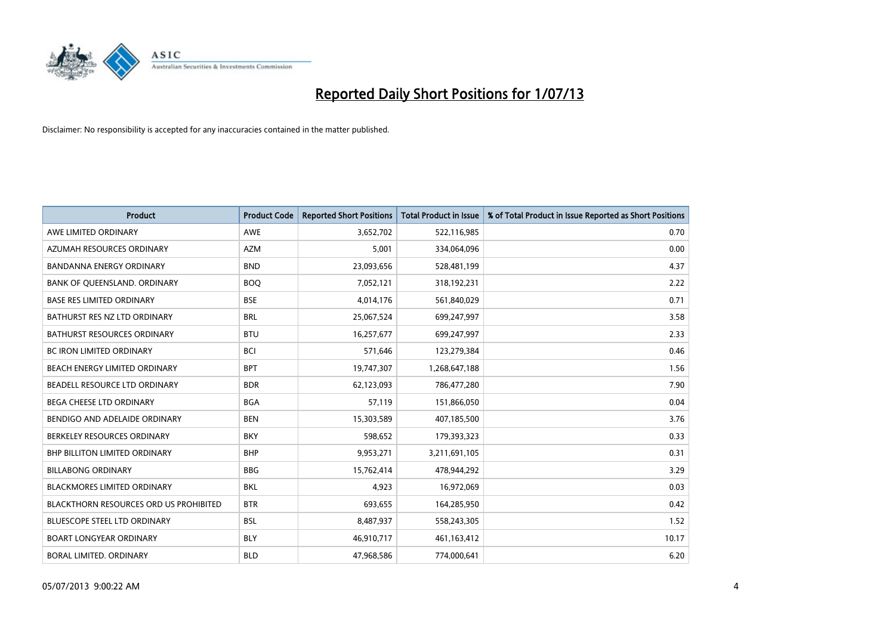# Reported Daily Short Positions for 1/07/13

Disclaimer: No responsibility is accepted for any inaccuracies contained in the matter published.

| Product | Product Code | Reported Short Positions | Total Product in Issue | % of Total Product in Issue Reported as Short Positions |
|---|---|---|---|---|
| AWE LIMITED ORDINARY | AWE | 3,652,702 | 522,116,985 | 0.70 |
| AZUMAH RESOURCES ORDINARY | AZM | 5,001 | 334,064,096 | 0.00 |
| BANDANNA ENERGY ORDINARY | BND | 23,093,656 | 528,481,199 | 4.37 |
| BANK OF QUEENSLAND. ORDINARY | BOQ | 7,052,121 | 318,192,231 | 2.22 |
| BASE RES LIMITED ORDINARY | BSE | 4,014,176 | 561,840,029 | 0.71 |
| BATHURST RES NZ LTD ORDINARY | BRL | 25,067,524 | 699,247,997 | 3.58 |
| BATHURST RESOURCES ORDINARY | BTU | 16,257,677 | 699,247,997 | 2.33 |
| BC IRON LIMITED ORDINARY | BCI | 571,646 | 123,279,384 | 0.46 |
| BEACH ENERGY LIMITED ORDINARY | BPT | 19,747,307 | 1,268,647,188 | 1.56 |
| BEADELL RESOURCE LTD ORDINARY | BDR | 62,123,093 | 786,477,280 | 7.90 |
| BEGA CHEESE LTD ORDINARY | BGA | 57,119 | 151,866,050 | 0.04 |
| BENDIGO AND ADELAIDE ORDINARY | BEN | 15,303,589 | 407,185,500 | 3.76 |
| BERKELEY RESOURCES ORDINARY | BKY | 598,652 | 179,393,323 | 0.33 |
| BHP BILLITON LIMITED ORDINARY | BHP | 9,953,271 | 3,211,691,105 | 0.31 |
| BILLABONG ORDINARY | BBG | 15,762,414 | 478,944,292 | 3.29 |
| BLACKMORES LIMITED ORDINARY | BKL | 4,923 | 16,972,069 | 0.03 |
| BLACKTHORN RESOURCES ORD US PROHIBITED | BTR | 693,655 | 164,285,950 | 0.42 |
| BLUESCOPE STEEL LTD ORDINARY | BSL | 8,487,937 | 558,243,305 | 1.52 |
| BOART LONGYEAR ORDINARY | BLY | 46,910,717 | 461,163,412 | 10.17 |
| BORAL LIMITED. ORDINARY | BLD | 47,968,586 | 774,000,641 | 6.20 |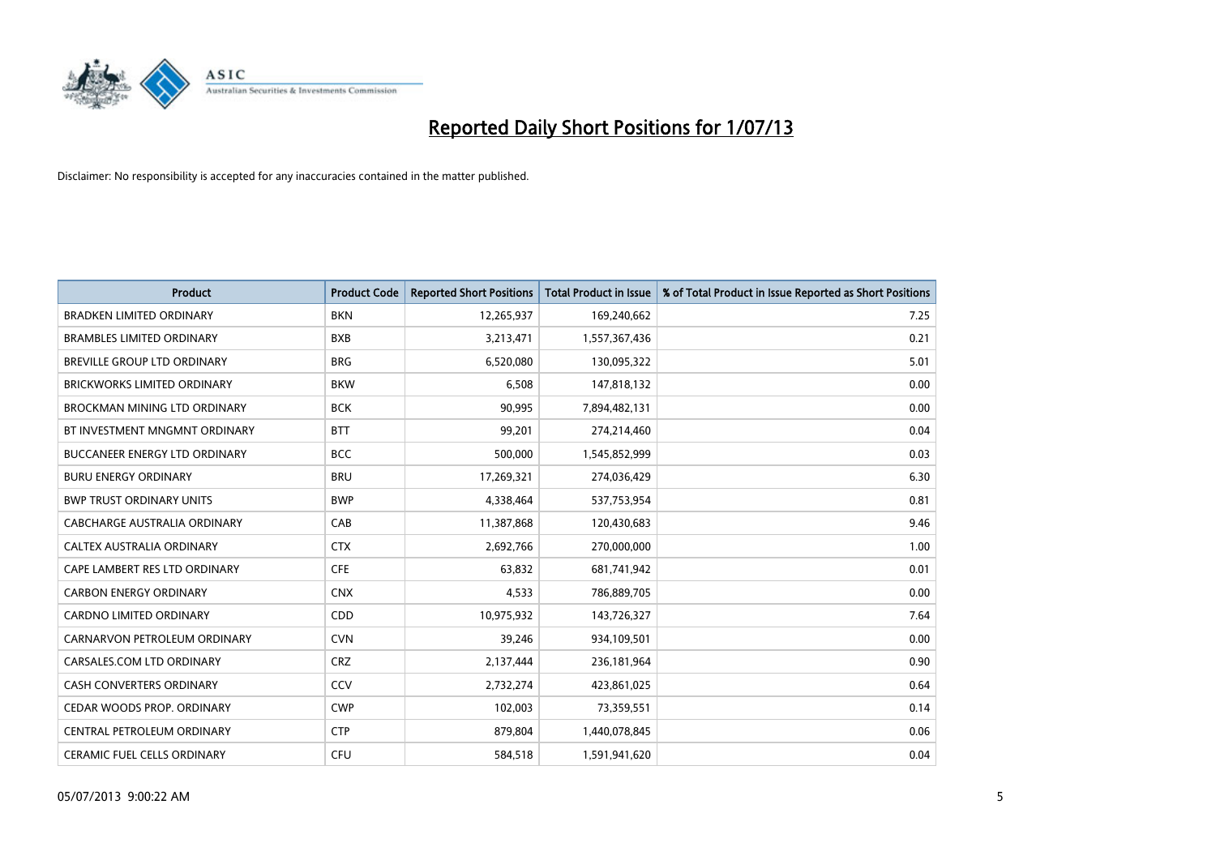# Reported Daily Short Positions for 1/07/13

Disclaimer: No responsibility is accepted for any inaccuracies contained in the matter published.

| Product | Product Code | Reported Short Positions | Total Product in Issue | % of Total Product in Issue Reported as Short Positions |
|---|---|---|---|---|
| BRADKEN LIMITED ORDINARY | BKN | 12,265,937 | 169,240,662 | 7.25 |
| BRAMBLES LIMITED ORDINARY | BXB | 3,213,471 | 1,557,367,436 | 0.21 |
| BREVILLE GROUP LTD ORDINARY | BRG | 6,520,080 | 130,095,322 | 5.01 |
| BRICKWORKS LIMITED ORDINARY | BKW | 6,508 | 147,818,132 | 0.00 |
| BROCKMAN MINING LTD ORDINARY | BCK | 90,995 | 7,894,482,131 | 0.00 |
| BT INVESTMENT MNGMNT ORDINARY | BTT | 99,201 | 274,214,460 | 0.04 |
| BUCCANEER ENERGY LTD ORDINARY | BCC | 500,000 | 1,545,852,999 | 0.03 |
| BURU ENERGY ORDINARY | BRU | 17,269,321 | 274,036,429 | 6.30 |
| BWP TRUST ORDINARY UNITS | BWP | 4,338,464 | 537,753,954 | 0.81 |
| CABCHARGE AUSTRALIA ORDINARY | CAB | 11,387,868 | 120,430,683 | 9.46 |
| CALTEX AUSTRALIA ORDINARY | CTX | 2,692,766 | 270,000,000 | 1.00 |
| CAPE LAMBERT RES LTD ORDINARY | CFE | 63,832 | 681,741,942 | 0.01 |
| CARBON ENERGY ORDINARY | CNX | 4,533 | 786,889,705 | 0.00 |
| CARDNO LIMITED ORDINARY | CDD | 10,975,932 | 143,726,327 | 7.64 |
| CARNARVON PETROLEUM ORDINARY | CVN | 39,246 | 934,109,501 | 0.00 |
| CARSALES.COM LTD ORDINARY | CRZ | 2,137,444 | 236,181,964 | 0.90 |
| CASH CONVERTERS ORDINARY | CCV | 2,732,274 | 423,861,025 | 0.64 |
| CEDAR WOODS PROP. ORDINARY | CWP | 102,003 | 73,359,551 | 0.14 |
| CENTRAL PETROLEUM ORDINARY | CTP | 879,804 | 1,440,078,845 | 0.06 |
| CERAMIC FUEL CELLS ORDINARY | CFU | 584,518 | 1,591,941,620 | 0.04 |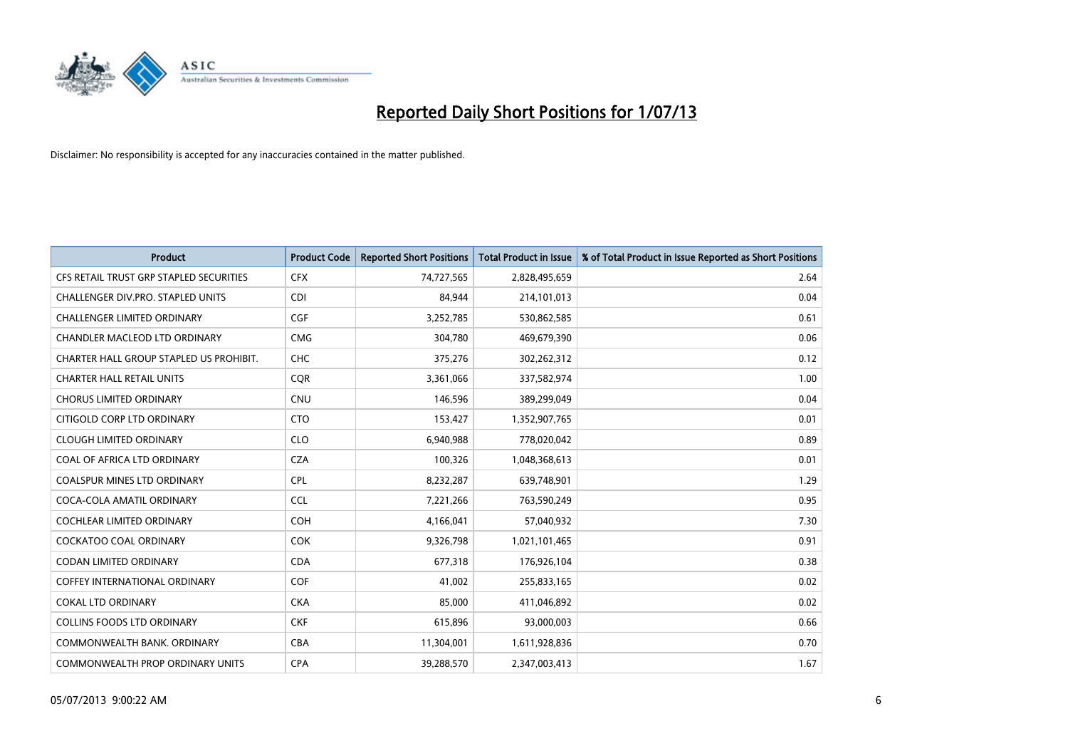# Reported Daily Short Positions for 1/07/13

Disclaimer: No responsibility is accepted for any inaccuracies contained in the matter published.

| Product | Product Code | Reported Short Positions | Total Product in Issue | % of Total Product in Issue Reported as Short Positions |
|---|---|---|---|---|
| CFS RETAIL TRUST GRP STAPLED SECURITIES | CFX | 74,727,565 | 2,828,495,659 | 2.64 |
| CHALLENGER DIV.PRO. STAPLED UNITS | CDI | 84,944 | 214,101,013 | 0.04 |
| CHALLENGER LIMITED ORDINARY | CGF | 3,252,785 | 530,862,585 | 0.61 |
| CHANDLER MACLEOD LTD ORDINARY | CMG | 304,780 | 469,679,390 | 0.06 |
| CHARTER HALL GROUP STAPLED US PROHIBIT. | CHC | 375,276 | 302,262,312 | 0.12 |
| CHARTER HALL RETAIL UNITS | CQR | 3,361,066 | 337,582,974 | 1.00 |
| CHORUS LIMITED ORDINARY | CNU | 146,596 | 389,299,049 | 0.04 |
| CITIGOLD CORP LTD ORDINARY | CTO | 153,427 | 1,352,907,765 | 0.01 |
| CLOUGH LIMITED ORDINARY | CLO | 6,940,988 | 778,020,042 | 0.89 |
| COAL OF AFRICA LTD ORDINARY | CZA | 100,326 | 1,048,368,613 | 0.01 |
| COALSPUR MINES LTD ORDINARY | CPL | 8,232,287 | 639,748,901 | 1.29 |
| COCA-COLA AMATIL ORDINARY | CCL | 7,221,266 | 763,590,249 | 0.95 |
| COCHLEAR LIMITED ORDINARY | COH | 4,166,041 | 57,040,932 | 7.30 |
| COCKATOO COAL ORDINARY | COK | 9,326,798 | 1,021,101,465 | 0.91 |
| CODAN LIMITED ORDINARY | CDA | 677,318 | 176,926,104 | 0.38 |
| COFFEY INTERNATIONAL ORDINARY | COF | 41,002 | 255,833,165 | 0.02 |
| COKAL LTD ORDINARY | CKA | 85,000 | 411,046,892 | 0.02 |
| COLLINS FOODS LTD ORDINARY | CKF | 615,896 | 93,000,003 | 0.66 |
| COMMONWEALTH BANK. ORDINARY | CBA | 11,304,001 | 1,611,928,836 | 0.70 |
| COMMONWEALTH PROP ORDINARY UNITS | CPA | 39,288,570 | 2,347,003,413 | 1.67 |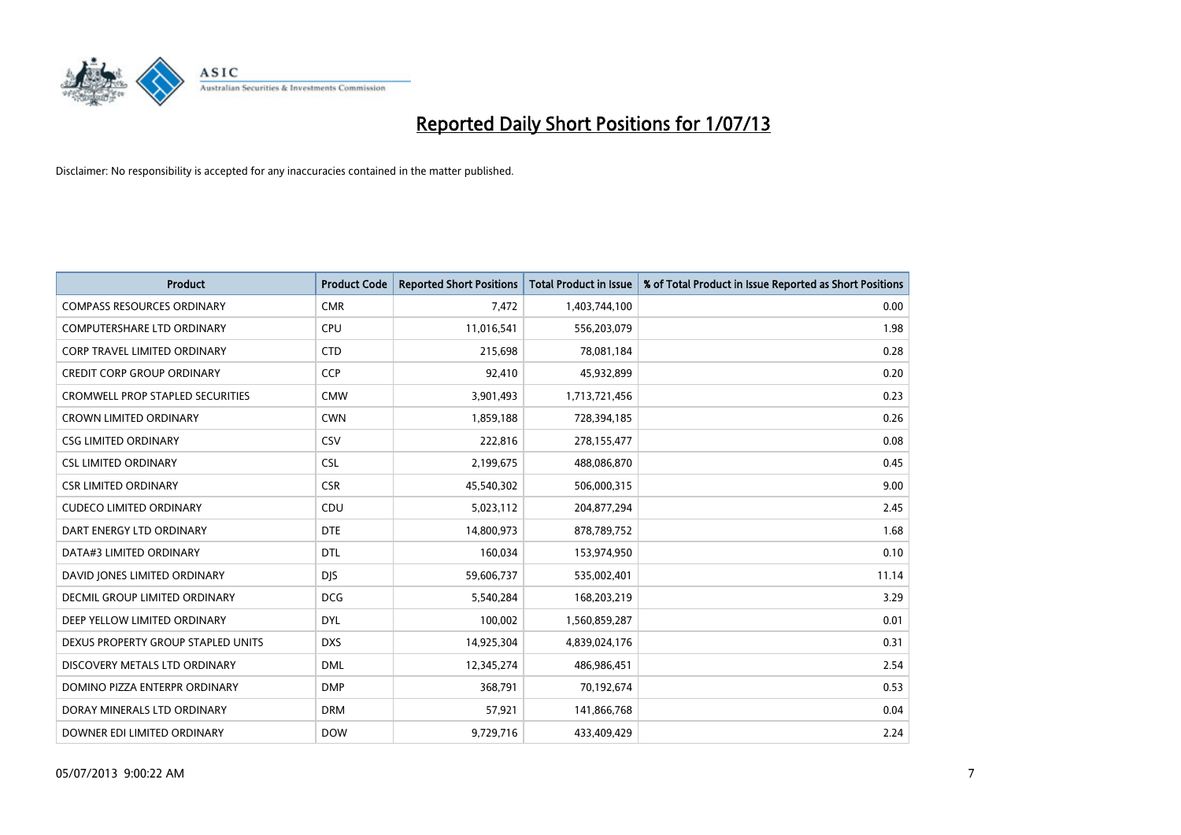# Reported Daily Short Positions for 1/07/13

Disclaimer: No responsibility is accepted for any inaccuracies contained in the matter published.

| Product | Product Code | Reported Short Positions | Total Product in Issue | % of Total Product in Issue Reported as Short Positions |
|---|---|---|---|---|
| COMPASS RESOURCES ORDINARY | CMR | 7,472 | 1,403,744,100 | 0.00 |
| COMPUTERSHARE LTD ORDINARY | CPU | 11,016,541 | 556,203,079 | 1.98 |
| CORP TRAVEL LIMITED ORDINARY | CTD | 215,698 | 78,081,184 | 0.28 |
| CREDIT CORP GROUP ORDINARY | CCP | 92,410 | 45,932,899 | 0.20 |
| CROMWELL PROP STAPLED SECURITIES | CMW | 3,901,493 | 1,713,721,456 | 0.23 |
| CROWN LIMITED ORDINARY | CWN | 1,859,188 | 728,394,185 | 0.26 |
| CSG LIMITED ORDINARY | CSV | 222,816 | 278,155,477 | 0.08 |
| CSL LIMITED ORDINARY | CSL | 2,199,675 | 488,086,870 | 0.45 |
| CSR LIMITED ORDINARY | CSR | 45,540,302 | 506,000,315 | 9.00 |
| CUDECO LIMITED ORDINARY | CDU | 5,023,112 | 204,877,294 | 2.45 |
| DART ENERGY LTD ORDINARY | DTE | 14,800,973 | 878,789,752 | 1.68 |
| DATA#3 LIMITED ORDINARY | DTL | 160,034 | 153,974,950 | 0.10 |
| DAVID JONES LIMITED ORDINARY | DJS | 59,606,737 | 535,002,401 | 11.14 |
| DECMIL GROUP LIMITED ORDINARY | DCG | 5,540,284 | 168,203,219 | 3.29 |
| DEEP YELLOW LIMITED ORDINARY | DYL | 100,002 | 1,560,859,287 | 0.01 |
| DEXUS PROPERTY GROUP STAPLED UNITS | DXS | 14,925,304 | 4,839,024,176 | 0.31 |
| DISCOVERY METALS LTD ORDINARY | DML | 12,345,274 | 486,986,451 | 2.54 |
| DOMINO PIZZA ENTERPR ORDINARY | DMP | 368,791 | 70,192,674 | 0.53 |
| DORAY MINERALS LTD ORDINARY | DRM | 57,921 | 141,866,768 | 0.04 |
| DOWNER EDI LIMITED ORDINARY | DOW | 9,729,716 | 433,409,429 | 2.24 |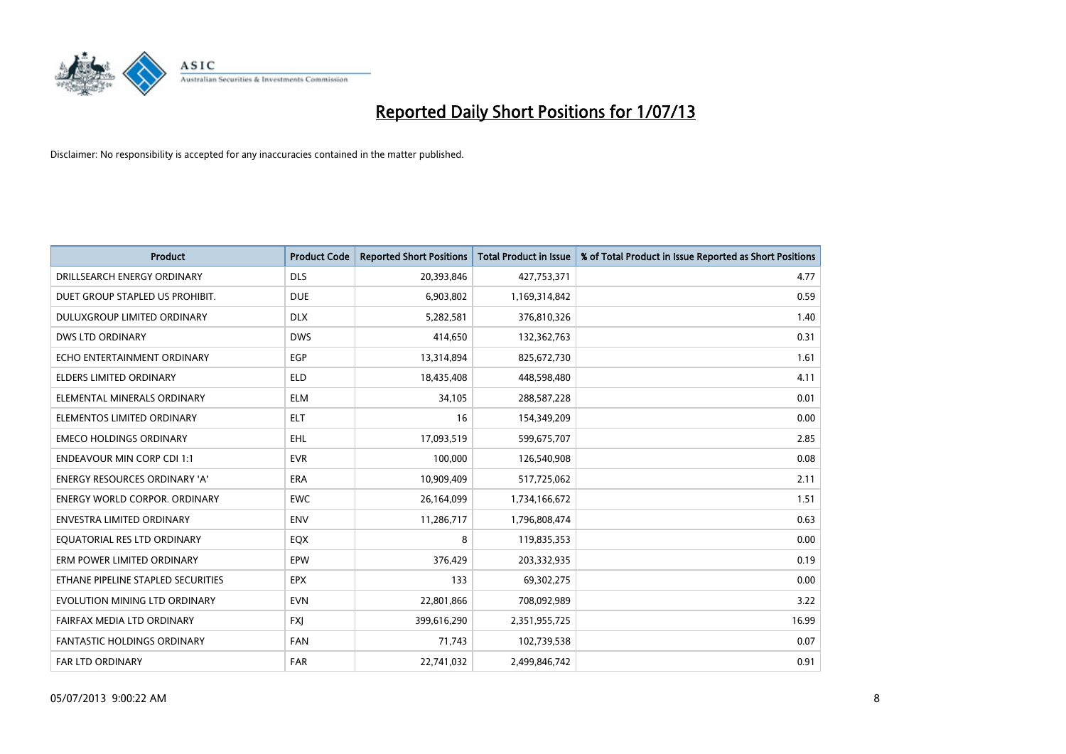# Reported Daily Short Positions for 1/07/13

Disclaimer: No responsibility is accepted for any inaccuracies contained in the matter published.

| Product | Product Code | Reported Short Positions | Total Product in Issue | % of Total Product in Issue Reported as Short Positions |
|---|---|---|---|---|
| DRILLSEARCH ENERGY ORDINARY | DLS | 20,393,846 | 427,753,371 | 4.77 |
| DUET GROUP STAPLED US PROHIBIT. | DUE | 6,903,802 | 1,169,314,842 | 0.59 |
| DULUXGROUP LIMITED ORDINARY | DLX | 5,282,581 | 376,810,326 | 1.40 |
| DWS LTD ORDINARY | DWS | 414,650 | 132,362,763 | 0.31 |
| ECHO ENTERTAINMENT ORDINARY | EGP | 13,314,894 | 825,672,730 | 1.61 |
| ELDERS LIMITED ORDINARY | ELD | 18,435,408 | 448,598,480 | 4.11 |
| ELEMENTAL MINERALS ORDINARY | ELM | 34,105 | 288,587,228 | 0.01 |
| ELEMENTOS LIMITED ORDINARY | ELT | 16 | 154,349,209 | 0.00 |
| EMECO HOLDINGS ORDINARY | EHL | 17,093,519 | 599,675,707 | 2.85 |
| ENDEAVOUR MIN CORP CDI 1:1 | EVR | 100,000 | 126,540,908 | 0.08 |
| ENERGY RESOURCES ORDINARY 'A' | ERA | 10,909,409 | 517,725,062 | 2.11 |
| ENERGY WORLD CORPOR. ORDINARY | EWC | 26,164,099 | 1,734,166,672 | 1.51 |
| ENVESTRA LIMITED ORDINARY | ENV | 11,286,717 | 1,796,808,474 | 0.63 |
| EQUATORIAL RES LTD ORDINARY | EQX | 8 | 119,835,353 | 0.00 |
| ERM POWER LIMITED ORDINARY | EPW | 376,429 | 203,332,935 | 0.19 |
| ETHANE PIPELINE STAPLED SECURITIES | EPX | 133 | 69,302,275 | 0.00 |
| EVOLUTION MINING LTD ORDINARY | EVN | 22,801,866 | 708,092,989 | 3.22 |
| FAIRFAX MEDIA LTD ORDINARY | FXJ | 399,616,290 | 2,351,955,725 | 16.99 |
| FANTASTIC HOLDINGS ORDINARY | FAN | 71,743 | 102,739,538 | 0.07 |
| FAR LTD ORDINARY | FAR | 22,741,032 | 2,499,846,742 | 0.91 |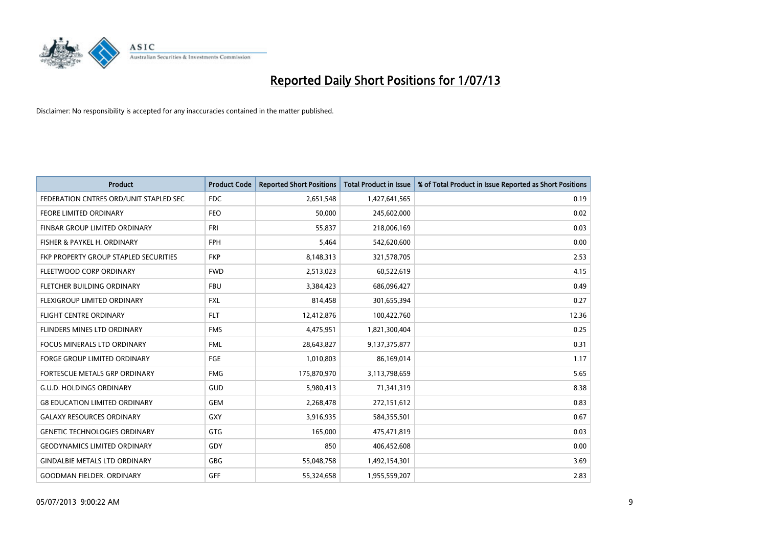# Reported Daily Short Positions for 1/07/13

Disclaimer: No responsibility is accepted for any inaccuracies contained in the matter published.

| Product | Product Code | Reported Short Positions | Total Product in Issue | % of Total Product in Issue Reported as Short Positions |
|---|---|---|---|---|
| FEDERATION CNTRES ORD/UNIT STAPLED SEC | FDC | 2,651,548 | 1,427,641,565 | 0.19 |
| FEORE LIMITED ORDINARY | FEO | 50,000 | 245,602,000 | 0.02 |
| FINBAR GROUP LIMITED ORDINARY | FRI | 55,837 | 218,006,169 | 0.03 |
| FISHER & PAYKEL H. ORDINARY | FPH | 5,464 | 542,620,600 | 0.00 |
| FKP PROPERTY GROUP STAPLED SECURITIES | FKP | 8,148,313 | 321,578,705 | 2.53 |
| FLEETWOOD CORP ORDINARY | FWD | 2,513,023 | 60,522,619 | 4.15 |
| FLETCHER BUILDING ORDINARY | FBU | 3,384,423 | 686,096,427 | 0.49 |
| FLEXIGROUP LIMITED ORDINARY | FXL | 814,458 | 301,655,394 | 0.27 |
| FLIGHT CENTRE ORDINARY | FLT | 12,412,876 | 100,422,760 | 12.36 |
| FLINDERS MINES LTD ORDINARY | FMS | 4,475,951 | 1,821,300,404 | 0.25 |
| FOCUS MINERALS LTD ORDINARY | FML | 28,643,827 | 9,137,375,877 | 0.31 |
| FORGE GROUP LIMITED ORDINARY | FGE | 1,010,803 | 86,169,014 | 1.17 |
| FORTESCUE METALS GRP ORDINARY | FMG | 175,870,970 | 3,113,798,659 | 5.65 |
| G.U.D. HOLDINGS ORDINARY | GUD | 5,980,413 | 71,341,319 | 8.38 |
| G8 EDUCATION LIMITED ORDINARY | GEM | 2,268,478 | 272,151,612 | 0.83 |
| GALAXY RESOURCES ORDINARY | GXY | 3,916,935 | 584,355,501 | 0.67 |
| GENETIC TECHNOLOGIES ORDINARY | GTG | 165,000 | 475,471,819 | 0.03 |
| GEODYNAMICS LIMITED ORDINARY | GDY | 850 | 406,452,608 | 0.00 |
| GINDALBIE METALS LTD ORDINARY | GBG | 55,048,758 | 1,492,154,301 | 3.69 |
| GOODMAN FIELDER. ORDINARY | GFF | 55,324,658 | 1,955,559,207 | 2.83 |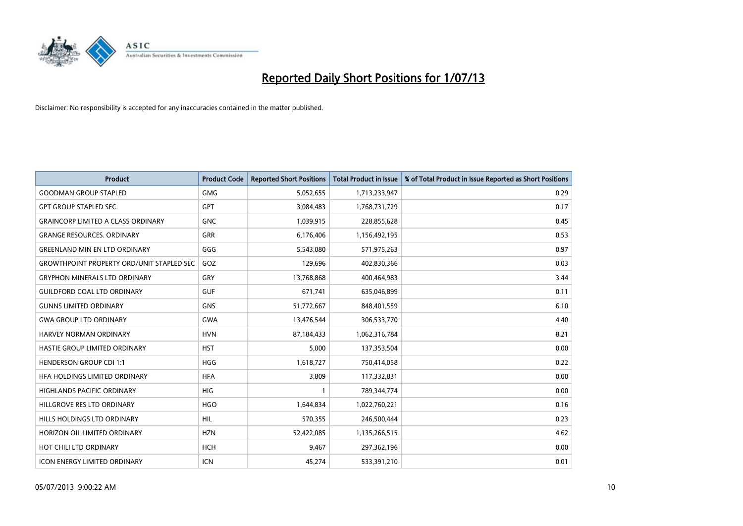# Reported Daily Short Positions for 1/07/13

Disclaimer: No responsibility is accepted for any inaccuracies contained in the matter published.

| Product | Product Code | Reported Short Positions | Total Product in Issue | % of Total Product in Issue Reported as Short Positions |
|---|---|---|---|---|
| GOODMAN GROUP STAPLED | GMG | 5,052,655 | 1,713,233,947 | 0.29 |
| GPT GROUP STAPLED SEC. | GPT | 3,084,483 | 1,768,731,729 | 0.17 |
| GRAINCORP LIMITED A CLASS ORDINARY | GNC | 1,039,915 | 228,855,628 | 0.45 |
| GRANGE RESOURCES. ORDINARY | GRR | 6,176,406 | 1,156,492,195 | 0.53 |
| GREENLAND MIN EN LTD ORDINARY | GGG | 5,543,080 | 571,975,263 | 0.97 |
| GROWTHPOINT PROPERTY ORD/UNIT STAPLED SEC | GOZ | 129,696 | 402,830,366 | 0.03 |
| GRYPHON MINERALS LTD ORDINARY | GRY | 13,768,868 | 400,464,983 | 3.44 |
| GUILDFORD COAL LTD ORDINARY | GUF | 671,741 | 635,046,899 | 0.11 |
| GUNNS LIMITED ORDINARY | GNS | 51,772,667 | 848,401,559 | 6.10 |
| GWA GROUP LTD ORDINARY | GWA | 13,476,544 | 306,533,770 | 4.40 |
| HARVEY NORMAN ORDINARY | HVN | 87,184,433 | 1,062,316,784 | 8.21 |
| HASTIE GROUP LIMITED ORDINARY | HST | 5,000 | 137,353,504 | 0.00 |
| HENDERSON GROUP CDI 1:1 | HGG | 1,618,727 | 750,414,058 | 0.22 |
| HFA HOLDINGS LIMITED ORDINARY | HFA | 3,809 | 117,332,831 | 0.00 |
| HIGHLANDS PACIFIC ORDINARY | HIG | 1 | 789,344,774 | 0.00 |
| HILLGROVE RES LTD ORDINARY | HGO | 1,644,834 | 1,022,760,221 | 0.16 |
| HILLS HOLDINGS LTD ORDINARY | HIL | 570,355 | 246,500,444 | 0.23 |
| HORIZON OIL LIMITED ORDINARY | HZN | 52,422,085 | 1,135,266,515 | 4.62 |
| HOT CHILI LTD ORDINARY | HCH | 9,467 | 297,362,196 | 0.00 |
| ICON ENERGY LIMITED ORDINARY | ICN | 45,274 | 533,391,210 | 0.01 |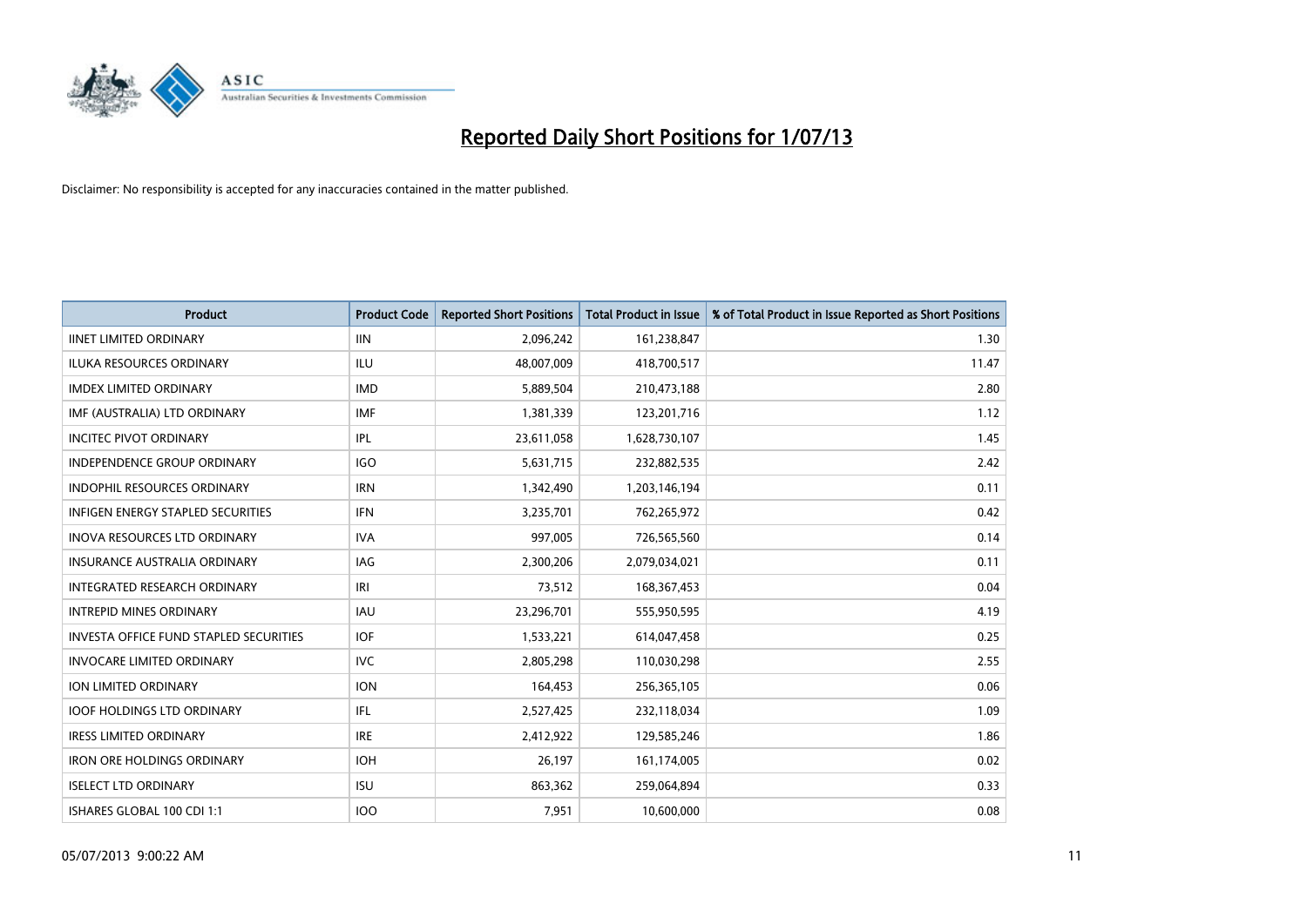# Reported Daily Short Positions for 1/07/13

Disclaimer: No responsibility is accepted for any inaccuracies contained in the matter published.

| Product | Product Code | Reported Short Positions | Total Product in Issue | % of Total Product in Issue Reported as Short Positions |
|---|---|---|---|---|
| IINET LIMITED ORDINARY | IIN | 2,096,242 | 161,238,847 | 1.30 |
| ILUKA RESOURCES ORDINARY | ILU | 48,007,009 | 418,700,517 | 11.47 |
| IMDEX LIMITED ORDINARY | IMD | 5,889,504 | 210,473,188 | 2.80 |
| IMF (AUSTRALIA) LTD ORDINARY | IMF | 1,381,339 | 123,201,716 | 1.12 |
| INCITEC PIVOT ORDINARY | IPL | 23,611,058 | 1,628,730,107 | 1.45 |
| INDEPENDENCE GROUP ORDINARY | IGO | 5,631,715 | 232,882,535 | 2.42 |
| INDOPHIL RESOURCES ORDINARY | IRN | 1,342,490 | 1,203,146,194 | 0.11 |
| INFIGEN ENERGY STAPLED SECURITIES | IFN | 3,235,701 | 762,265,972 | 0.42 |
| INOVA RESOURCES LTD ORDINARY | IVA | 997,005 | 726,565,560 | 0.14 |
| INSURANCE AUSTRALIA ORDINARY | IAG | 2,300,206 | 2,079,034,021 | 0.11 |
| INTEGRATED RESEARCH ORDINARY | IRI | 73,512 | 168,367,453 | 0.04 |
| INTREPID MINES ORDINARY | IAU | 23,296,701 | 555,950,595 | 4.19 |
| INVESTA OFFICE FUND STAPLED SECURITIES | IOF | 1,533,221 | 614,047,458 | 0.25 |
| INVOCARE LIMITED ORDINARY | IVC | 2,805,298 | 110,030,298 | 2.55 |
| ION LIMITED ORDINARY | ION | 164,453 | 256,365,105 | 0.06 |
| IOOF HOLDINGS LTD ORDINARY | IFL | 2,527,425 | 232,118,034 | 1.09 |
| IRESS LIMITED ORDINARY | IRE | 2,412,922 | 129,585,246 | 1.86 |
| IRON ORE HOLDINGS ORDINARY | IOH | 26,197 | 161,174,005 | 0.02 |
| ISELECT LTD ORDINARY | ISU | 863,362 | 259,064,894 | 0.33 |
| ISHARES GLOBAL 100 CDI 1:1 | IOO | 7,951 | 10,600,000 | 0.08 |

05/07/2013 9:00:22 AM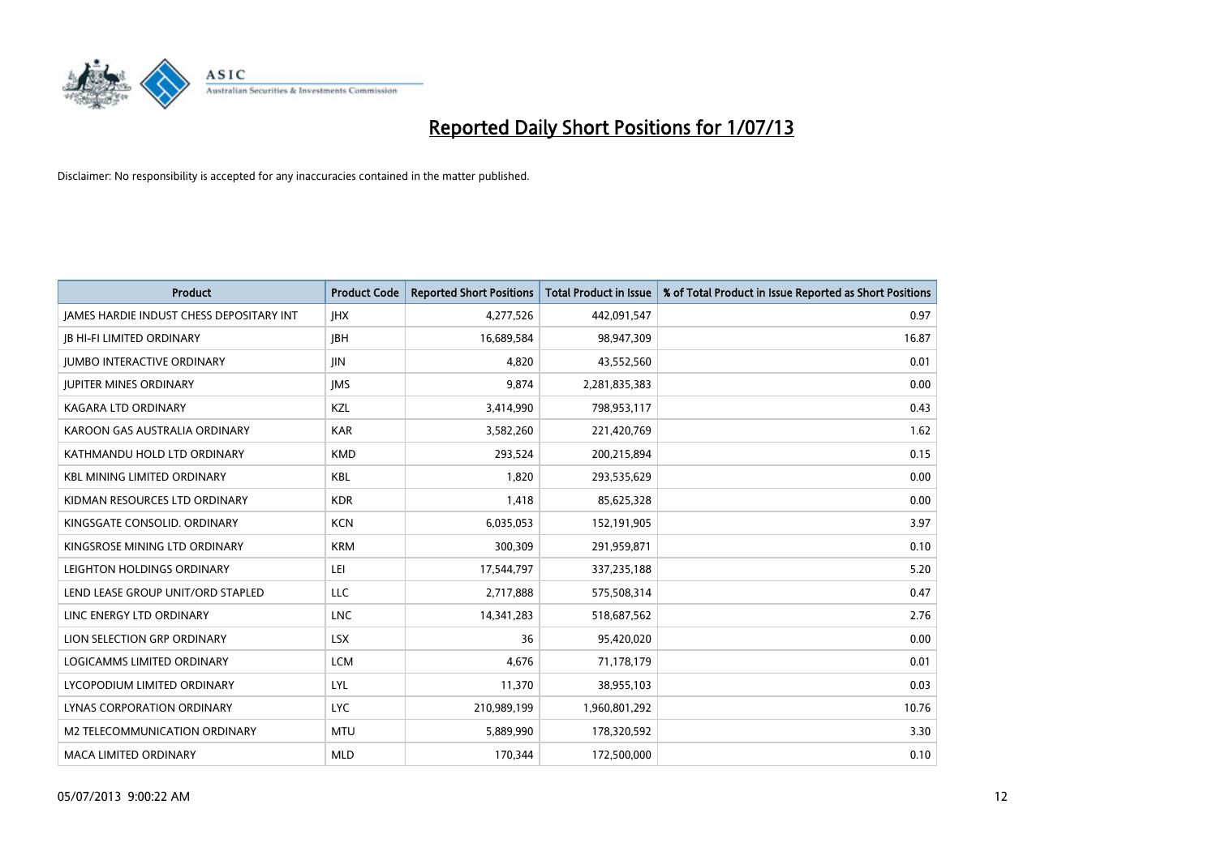# Reported Daily Short Positions for 1/07/13

Disclaimer: No responsibility is accepted for any inaccuracies contained in the matter published.

| Product | Product Code | Reported Short Positions | Total Product in Issue | % of Total Product in Issue Reported as Short Positions |
|---|---|---|---|---|
| JAMES HARDIE INDUST CHESS DEPOSITARY INT | JHX | 4,277,526 | 442,091,547 | 0.97 |
| JB HI-FI LIMITED ORDINARY | JBH | 16,689,584 | 98,947,309 | 16.87 |
| JUMBO INTERACTIVE ORDINARY | JIN | 4,820 | 43,552,560 | 0.01 |
| JUPITER MINES ORDINARY | JMS | 9,874 | 2,281,835,383 | 0.00 |
| KAGARA LTD ORDINARY | KZL | 3,414,990 | 798,953,117 | 0.43 |
| KAROON GAS AUSTRALIA ORDINARY | KAR | 3,582,260 | 221,420,769 | 1.62 |
| KATHMANDU HOLD LTD ORDINARY | KMD | 293,524 | 200,215,894 | 0.15 |
| KBL MINING LIMITED ORDINARY | KBL | 1,820 | 293,535,629 | 0.00 |
| KIDMAN RESOURCES LTD ORDINARY | KDR | 1,418 | 85,625,328 | 0.00 |
| KINGSGATE CONSOLID. ORDINARY | KCN | 6,035,053 | 152,191,905 | 3.97 |
| KINGSROSE MINING LTD ORDINARY | KRM | 300,309 | 291,959,871 | 0.10 |
| LEIGHTON HOLDINGS ORDINARY | LEI | 17,544,797 | 337,235,188 | 5.20 |
| LEND LEASE GROUP UNIT/ORD STAPLED | LLC | 2,717,888 | 575,508,314 | 0.47 |
| LINC ENERGY LTD ORDINARY | LNC | 14,341,283 | 518,687,562 | 2.76 |
| LION SELECTION GRP ORDINARY | LSX | 36 | 95,420,020 | 0.00 |
| LOGICAMMS LIMITED ORDINARY | LCM | 4,676 | 71,178,179 | 0.01 |
| LYCOPODIUM LIMITED ORDINARY | LYL | 11,370 | 38,955,103 | 0.03 |
| LYNAS CORPORATION ORDINARY | LYC | 210,989,199 | 1,960,801,292 | 10.76 |
| M2 TELECOMMUNICATION ORDINARY | MTU | 5,889,990 | 178,320,592 | 3.30 |
| MACA LIMITED ORDINARY | MLD | 170,344 | 172,500,000 | 0.10 |

05/07/2013 9:00:22 AM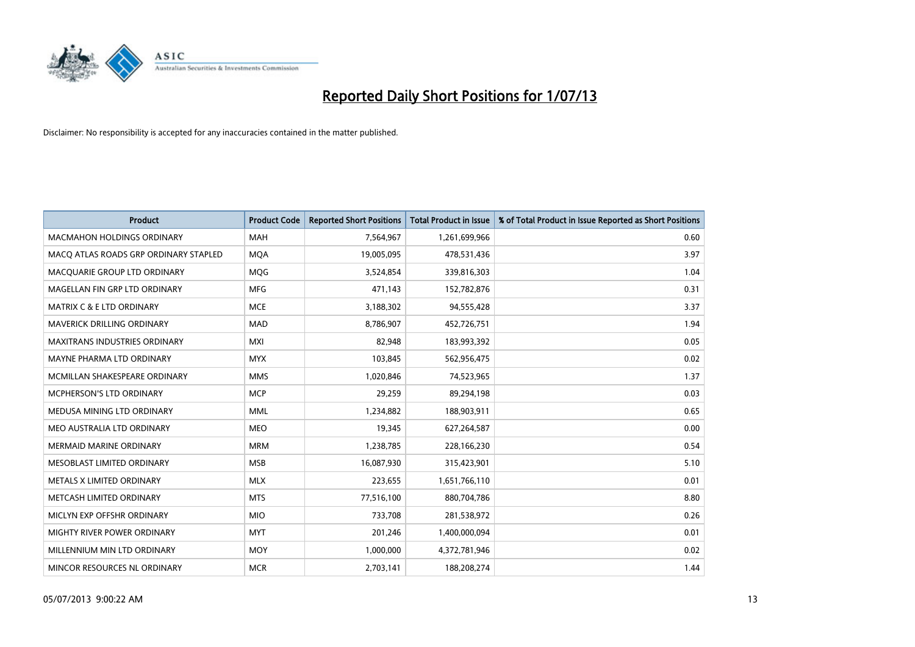# Reported Daily Short Positions for 1/07/13

Disclaimer: No responsibility is accepted for any inaccuracies contained in the matter published.

| Product | Product Code | Reported Short Positions | Total Product in Issue | % of Total Product in Issue Reported as Short Positions |
|---|---|---|---|---|
| MACMAHON HOLDINGS ORDINARY | MAH | 7,564,967 | 1,261,699,966 | 0.60 |
| MACQ ATLAS ROADS GRP ORDINARY STAPLED | MQA | 19,005,095 | 478,531,436 | 3.97 |
| MACQUARIE GROUP LTD ORDINARY | MQG | 3,524,854 | 339,816,303 | 1.04 |
| MAGELLAN FIN GRP LTD ORDINARY | MFG | 471,143 | 152,782,876 | 0.31 |
| MATRIX C & E LTD ORDINARY | MCE | 3,188,302 | 94,555,428 | 3.37 |
| MAVERICK DRILLING ORDINARY | MAD | 8,786,907 | 452,726,751 | 1.94 |
| MAXITRANS INDUSTRIES ORDINARY | MXI | 82,948 | 183,993,392 | 0.05 |
| MAYNE PHARMA LTD ORDINARY | MYX | 103,845 | 562,956,475 | 0.02 |
| MCMILLAN SHAKESPEARE ORDINARY | MMS | 1,020,846 | 74,523,965 | 1.37 |
| MCPHERSON'S LTD ORDINARY | MCP | 29,259 | 89,294,198 | 0.03 |
| MEDUSA MINING LTD ORDINARY | MML | 1,234,882 | 188,903,911 | 0.65 |
| MEO AUSTRALIA LTD ORDINARY | MEO | 19,345 | 627,264,587 | 0.00 |
| MERMAID MARINE ORDINARY | MRM | 1,238,785 | 228,166,230 | 0.54 |
| MESOBLAST LIMITED ORDINARY | MSB | 16,087,930 | 315,423,901 | 5.10 |
| METALS X LIMITED ORDINARY | MLX | 223,655 | 1,651,766,110 | 0.01 |
| METCASH LIMITED ORDINARY | MTS | 77,516,100 | 880,704,786 | 8.80 |
| MICLYN EXP OFFSHR ORDINARY | MIO | 733,708 | 281,538,972 | 0.26 |
| MIGHTY RIVER POWER ORDINARY | MYT | 201,246 | 1,400,000,094 | 0.01 |
| MILLENNIUM MIN LTD ORDINARY | MOY | 1,000,000 | 4,372,781,946 | 0.02 |
| MINCOR RESOURCES NL ORDINARY | MCR | 2,703,141 | 188,208,274 | 1.44 |

05/07/2013 9:00:22 AM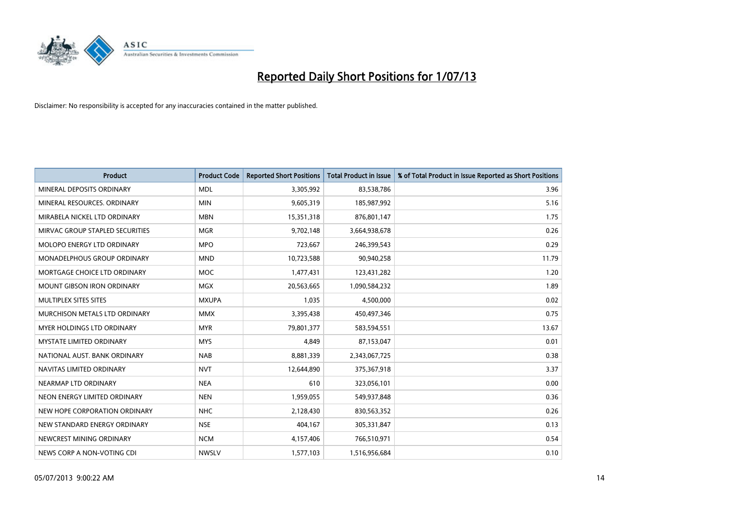# Reported Daily Short Positions for 1/07/13

Disclaimer: No responsibility is accepted for any inaccuracies contained in the matter published.

| Product | Product Code | Reported Short Positions | Total Product in Issue | % of Total Product in Issue Reported as Short Positions |
| --- | --- | --- | --- | --- |
| MINERAL DEPOSITS ORDINARY | MDL | 3,305,992 | 83,538,786 | 3.96 |
| MINERAL RESOURCES. ORDINARY | MIN | 9,605,319 | 185,987,992 | 5.16 |
| MIRABELA NICKEL LTD ORDINARY | MBN | 15,351,318 | 876,801,147 | 1.75 |
| MIRVAC GROUP STAPLED SECURITIES | MGR | 9,702,148 | 3,664,938,678 | 0.26 |
| MOLOPO ENERGY LTD ORDINARY | MPO | 723,667 | 246,399,543 | 0.29 |
| MONADELPHOUS GROUP ORDINARY | MND | 10,723,588 | 90,940,258 | 11.79 |
| MORTGAGE CHOICE LTD ORDINARY | MOC | 1,477,431 | 123,431,282 | 1.20 |
| MOUNT GIBSON IRON ORDINARY | MGX | 20,563,665 | 1,090,584,232 | 1.89 |
| MULTIPLEX SITES SITES | MXUPA | 1,035 | 4,500,000 | 0.02 |
| MURCHISON METALS LTD ORDINARY | MMX | 3,395,438 | 450,497,346 | 0.75 |
| MYER HOLDINGS LTD ORDINARY | MYR | 79,801,377 | 583,594,551 | 13.67 |
| MYSTATE LIMITED ORDINARY | MYS | 4,849 | 87,153,047 | 0.01 |
| NATIONAL AUST. BANK ORDINARY | NAB | 8,881,339 | 2,343,067,725 | 0.38 |
| NAVITAS LIMITED ORDINARY | NVT | 12,644,890 | 375,367,918 | 3.37 |
| NEARMAP LTD ORDINARY | NEA | 610 | 323,056,101 | 0.00 |
| NEON ENERGY LIMITED ORDINARY | NEN | 1,959,055 | 549,937,848 | 0.36 |
| NEW HOPE CORPORATION ORDINARY | NHC | 2,128,430 | 830,563,352 | 0.26 |
| NEW STANDARD ENERGY ORDINARY | NSE | 404,167 | 305,331,847 | 0.13 |
| NEWCREST MINING ORDINARY | NCM | 4,157,406 | 766,510,971 | 0.54 |
| NEWS CORP A NON-VOTING CDI | NWSLV | 1,577,103 | 1,516,956,684 | 0.10 |

05/07/2013 9:00:22 AM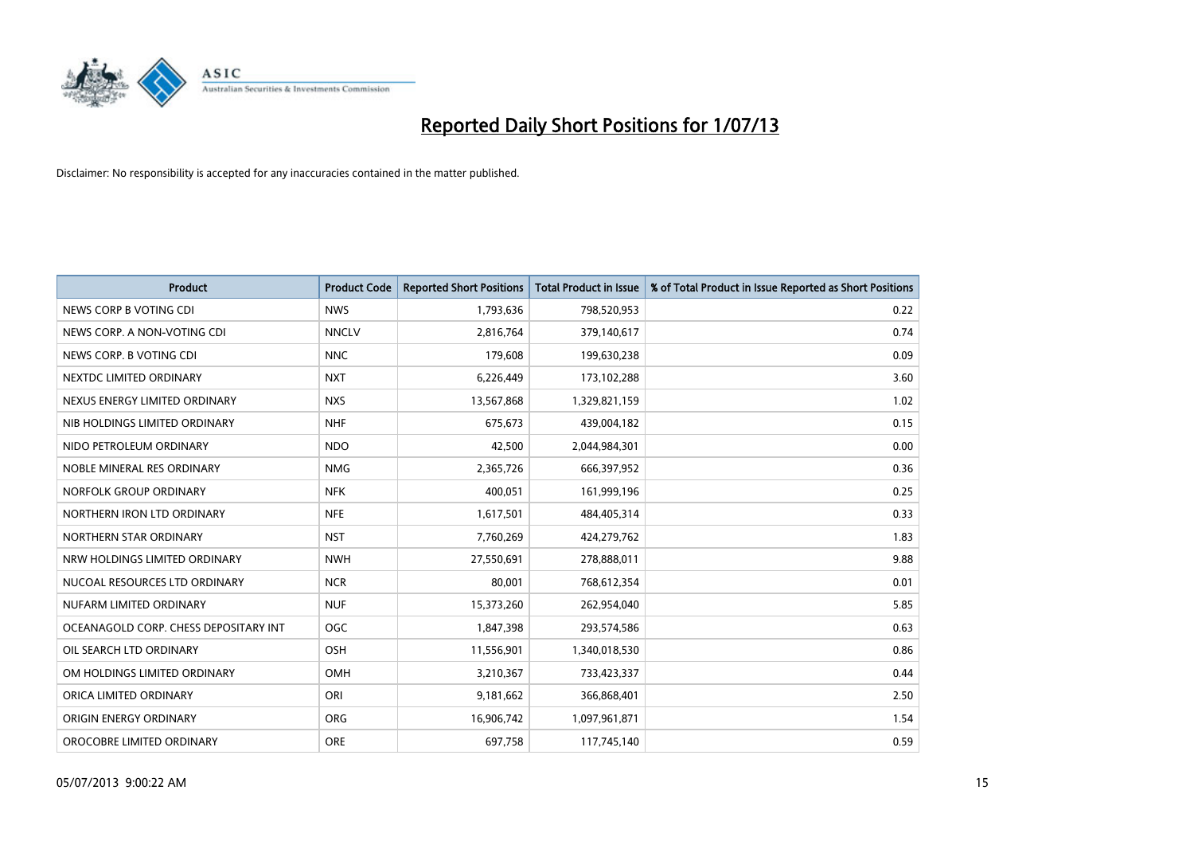# Reported Daily Short Positions for 1/07/13

Disclaimer: No responsibility is accepted for any inaccuracies contained in the matter published.

| Product | Product Code | Reported Short Positions | Total Product in Issue | % of Total Product in Issue Reported as Short Positions |
|---|---|---|---|---|
| NEWS CORP B VOTING CDI | NWS | 1,793,636 | 798,520,953 | 0.22 |
| NEWS CORP. A NON-VOTING CDI | NNCLV | 2,816,764 | 379,140,617 | 0.74 |
| NEWS CORP. B VOTING CDI | NNC | 179,608 | 199,630,238 | 0.09 |
| NEXTDC LIMITED ORDINARY | NXT | 6,226,449 | 173,102,288 | 3.60 |
| NEXUS ENERGY LIMITED ORDINARY | NXS | 13,567,868 | 1,329,821,159 | 1.02 |
| NIB HOLDINGS LIMITED ORDINARY | NHF | 675,673 | 439,004,182 | 0.15 |
| NIDO PETROLEUM ORDINARY | NDO | 42,500 | 2,044,984,301 | 0.00 |
| NOBLE MINERAL RES ORDINARY | NMG | 2,365,726 | 666,397,952 | 0.36 |
| NORFOLK GROUP ORDINARY | NFK | 400,051 | 161,999,196 | 0.25 |
| NORTHERN IRON LTD ORDINARY | NFE | 1,617,501 | 484,405,314 | 0.33 |
| NORTHERN STAR ORDINARY | NST | 7,760,269 | 424,279,762 | 1.83 |
| NRW HOLDINGS LIMITED ORDINARY | NWH | 27,550,691 | 278,888,011 | 9.88 |
| NUCOAL RESOURCES LTD ORDINARY | NCR | 80,001 | 768,612,354 | 0.01 |
| NUFARM LIMITED ORDINARY | NUF | 15,373,260 | 262,954,040 | 5.85 |
| OCEANAGOLD CORP. CHESS DEPOSITARY INT | OGC | 1,847,398 | 293,574,586 | 0.63 |
| OIL SEARCH LTD ORDINARY | OSH | 11,556,901 | 1,340,018,530 | 0.86 |
| OM HOLDINGS LIMITED ORDINARY | OMH | 3,210,367 | 733,423,337 | 0.44 |
| ORICA LIMITED ORDINARY | ORI | 9,181,662 | 366,868,401 | 2.50 |
| ORIGIN ENERGY ORDINARY | ORG | 16,906,742 | 1,097,961,871 | 1.54 |
| OROCOBRE LIMITED ORDINARY | ORE | 697,758 | 117,745,140 | 0.59 |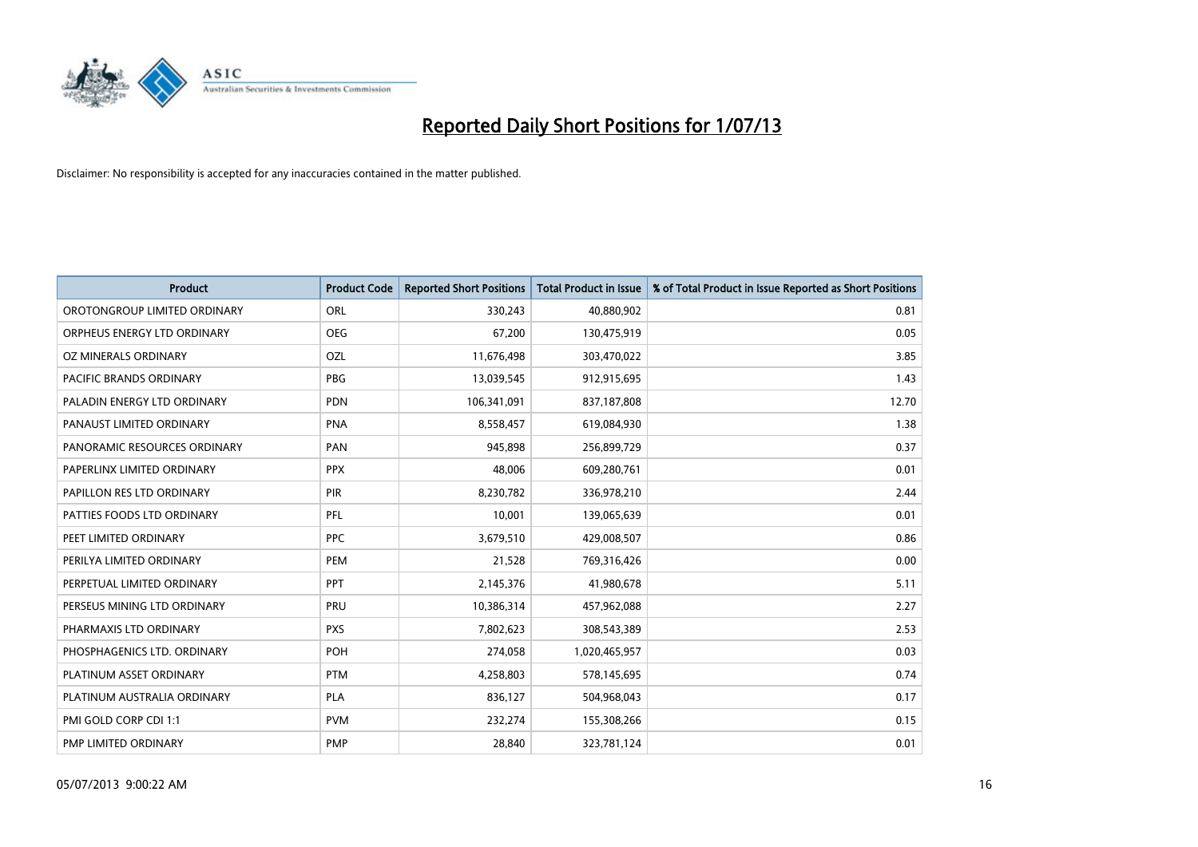# Reported Daily Short Positions for 1/07/13

Disclaimer: No responsibility is accepted for any inaccuracies contained in the matter published.

| Product | Product Code | Reported Short Positions | Total Product in Issue | % of Total Product in Issue Reported as Short Positions |
|---|---|---|---|---|
| OROTONGROUP LIMITED ORDINARY | ORL | 330,243 | 40,880,902 | 0.81 |
| ORPHEUS ENERGY LTD ORDINARY | OEG | 67,200 | 130,475,919 | 0.05 |
| OZ MINERALS ORDINARY | OZL | 11,676,498 | 303,470,022 | 3.85 |
| PACIFIC BRANDS ORDINARY | PBG | 13,039,545 | 912,915,695 | 1.43 |
| PALADIN ENERGY LTD ORDINARY | PDN | 106,341,091 | 837,187,808 | 12.70 |
| PANAUST LIMITED ORDINARY | PNA | 8,558,457 | 619,084,930 | 1.38 |
| PANORAMIC RESOURCES ORDINARY | PAN | 945,898 | 256,899,729 | 0.37 |
| PAPERLINX LIMITED ORDINARY | PPX | 48,006 | 609,280,761 | 0.01 |
| PAPILLON RES LTD ORDINARY | PIR | 8,230,782 | 336,978,210 | 2.44 |
| PATTIES FOODS LTD ORDINARY | PFL | 10,001 | 139,065,639 | 0.01 |
| PEET LIMITED ORDINARY | PPC | 3,679,510 | 429,008,507 | 0.86 |
| PERILYA LIMITED ORDINARY | PEM | 21,528 | 769,316,426 | 0.00 |
| PERPETUAL LIMITED ORDINARY | PPT | 2,145,376 | 41,980,678 | 5.11 |
| PERSEUS MINING LTD ORDINARY | PRU | 10,386,314 | 457,962,088 | 2.27 |
| PHARMAXIS LTD ORDINARY | PXS | 7,802,623 | 308,543,389 | 2.53 |
| PHOSPHAGENICS LTD. ORDINARY | POH | 274,058 | 1,020,465,957 | 0.03 |
| PLATINUM ASSET ORDINARY | PTM | 4,258,803 | 578,145,695 | 0.74 |
| PLATINUM AUSTRALIA ORDINARY | PLA | 836,127 | 504,968,043 | 0.17 |
| PMI GOLD CORP CDI 1:1 | PVM | 232,274 | 155,308,266 | 0.15 |
| PMP LIMITED ORDINARY | PMP | 28,840 | 323,781,124 | 0.01 |

05/07/2013 9:00:22 AM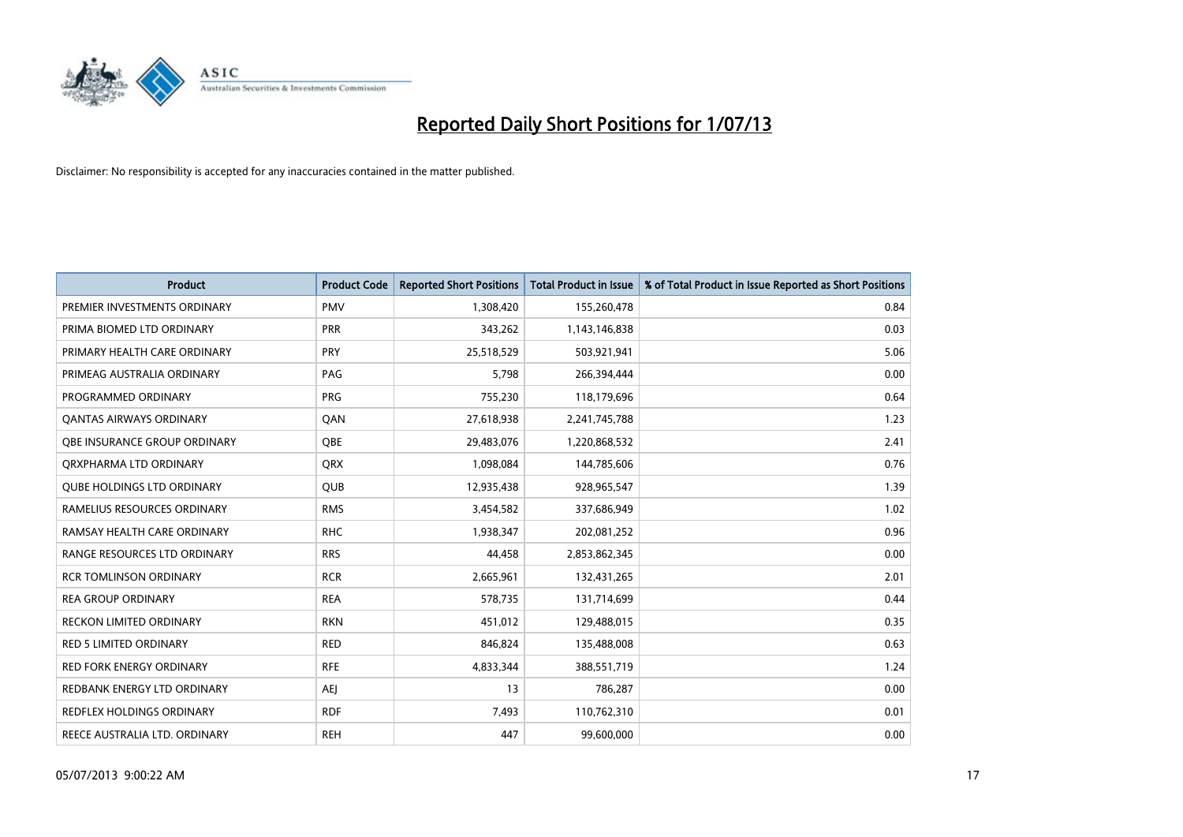# Reported Daily Short Positions for 1/07/13

Disclaimer: No responsibility is accepted for any inaccuracies contained in the matter published.

| Product | Product Code | Reported Short Positions | Total Product in Issue | % of Total Product in Issue Reported as Short Positions |
|---|---|---|---|---|
| PREMIER INVESTMENTS ORDINARY | PMV | 1,308,420 | 155,260,478 | 0.84 |
| PRIMA BIOMED LTD ORDINARY | PRR | 343,262 | 1,143,146,838 | 0.03 |
| PRIMARY HEALTH CARE ORDINARY | PRY | 25,518,529 | 503,921,941 | 5.06 |
| PRIMEAG AUSTRALIA ORDINARY | PAG | 5,798 | 266,394,444 | 0.00 |
| PROGRAMMED ORDINARY | PRG | 755,230 | 118,179,696 | 0.64 |
| QANTAS AIRWAYS ORDINARY | QAN | 27,618,938 | 2,241,745,788 | 1.23 |
| QBE INSURANCE GROUP ORDINARY | QBE | 29,483,076 | 1,220,868,532 | 2.41 |
| QRXPHARMA LTD ORDINARY | QRX | 1,098,084 | 144,785,606 | 0.76 |
| QUBE HOLDINGS LTD ORDINARY | QUB | 12,935,438 | 928,965,547 | 1.39 |
| RAMELIUS RESOURCES ORDINARY | RMS | 3,454,582 | 337,686,949 | 1.02 |
| RAMSAY HEALTH CARE ORDINARY | RHC | 1,938,347 | 202,081,252 | 0.96 |
| RANGE RESOURCES LTD ORDINARY | RRS | 44,458 | 2,853,862,345 | 0.00 |
| RCR TOMLINSON ORDINARY | RCR | 2,665,961 | 132,431,265 | 2.01 |
| REA GROUP ORDINARY | REA | 578,735 | 131,714,699 | 0.44 |
| RECKON LIMITED ORDINARY | RKN | 451,012 | 129,488,015 | 0.35 |
| RED 5 LIMITED ORDINARY | RED | 846,824 | 135,488,008 | 0.63 |
| RED FORK ENERGY ORDINARY | RFE | 4,833,344 | 388,551,719 | 1.24 |
| REDBANK ENERGY LTD ORDINARY | AEJ | 13 | 786,287 | 0.00 |
| REDFLEX HOLDINGS ORDINARY | RDF | 7,493 | 110,762,310 | 0.01 |
| REECE AUSTRALIA LTD. ORDINARY | REH | 447 | 99,600,000 | 0.00 |

05/07/2013 9:00:22 AM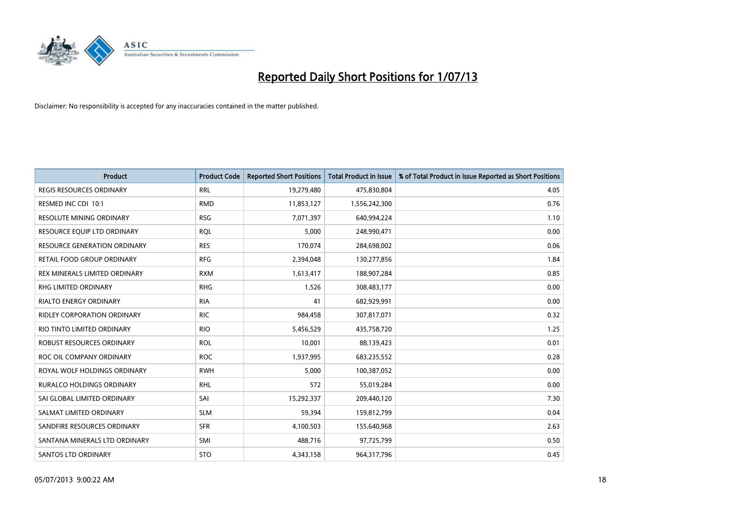# Reported Daily Short Positions for 1/07/13

Disclaimer: No responsibility is accepted for any inaccuracies contained in the matter published.

| Product | Product Code | Reported Short Positions | Total Product in Issue | % of Total Product in Issue Reported as Short Positions |
|---|---|---|---|---|
| REGIS RESOURCES ORDINARY | RRL | 19,279,480 | 475,830,804 | 4.05 |
| RESMED INC CDI 10:1 | RMD | 11,853,127 | 1,556,242,300 | 0.76 |
| RESOLUTE MINING ORDINARY | RSG | 7,071,397 | 640,994,224 | 1.10 |
| RESOURCE EQUIP LTD ORDINARY | RQL | 5,000 | 248,990,471 | 0.00 |
| RESOURCE GENERATION ORDINARY | RES | 170,074 | 284,698,002 | 0.06 |
| RETAIL FOOD GROUP ORDINARY | RFG | 2,394,048 | 130,277,856 | 1.84 |
| REX MINERALS LIMITED ORDINARY | RXM | 1,613,417 | 188,907,284 | 0.85 |
| RHG LIMITED ORDINARY | RHG | 1,526 | 308,483,177 | 0.00 |
| RIALTO ENERGY ORDINARY | RIA | 41 | 682,929,991 | 0.00 |
| RIDLEY CORPORATION ORDINARY | RIC | 984,458 | 307,817,071 | 0.32 |
| RIO TINTO LIMITED ORDINARY | RIO | 5,456,529 | 435,758,720 | 1.25 |
| ROBUST RESOURCES ORDINARY | ROL | 10,001 | 88,139,423 | 0.01 |
| ROC OIL COMPANY ORDINARY | ROC | 1,937,995 | 683,235,552 | 0.28 |
| ROYAL WOLF HOLDINGS ORDINARY | RWH | 5,000 | 100,387,052 | 0.00 |
| RURALCO HOLDINGS ORDINARY | RHL | 572 | 55,019,284 | 0.00 |
| SAI GLOBAL LIMITED ORDINARY | SAI | 15,292,337 | 209,440,120 | 7.30 |
| SALMAT LIMITED ORDINARY | SLM | 59,394 | 159,812,799 | 0.04 |
| SANDFIRE RESOURCES ORDINARY | SFR | 4,100,503 | 155,640,968 | 2.63 |
| SANTANA MINERALS LTD ORDINARY | SMI | 488,716 | 97,725,799 | 0.50 |
| SANTOS LTD ORDINARY | STO | 4,343,158 | 964,317,796 | 0.45 |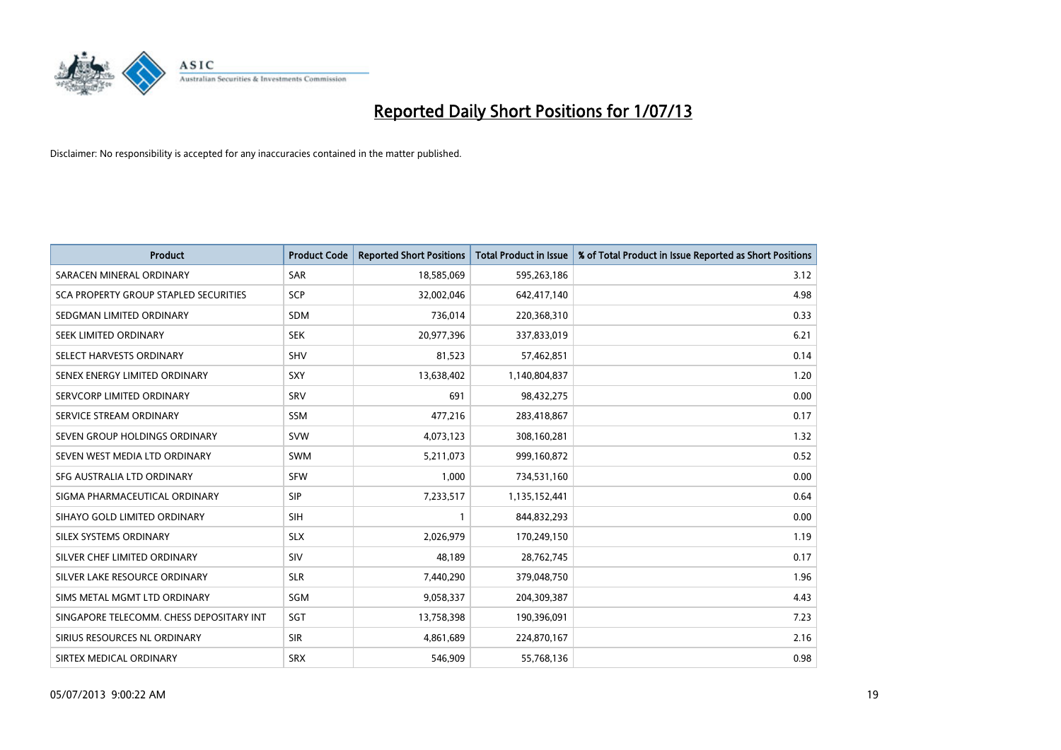# Reported Daily Short Positions for 1/07/13

Disclaimer: No responsibility is accepted for any inaccuracies contained in the matter published.

| Product | Product Code | Reported Short Positions | Total Product in Issue | % of Total Product in Issue Reported as Short Positions |
|---|---|---|---|---|
| SARACEN MINERAL ORDINARY | SAR | 18,585,069 | 595,263,186 | 3.12 |
| SCA PROPERTY GROUP STAPLED SECURITIES | SCP | 32,002,046 | 642,417,140 | 4.98 |
| SEDGMAN LIMITED ORDINARY | SDM | 736,014 | 220,368,310 | 0.33 |
| SEEK LIMITED ORDINARY | SEK | 20,977,396 | 337,833,019 | 6.21 |
| SELECT HARVESTS ORDINARY | SHV | 81,523 | 57,462,851 | 0.14 |
| SENEX ENERGY LIMITED ORDINARY | SXY | 13,638,402 | 1,140,804,837 | 1.20 |
| SERVCORP LIMITED ORDINARY | SRV | 691 | 98,432,275 | 0.00 |
| SERVICE STREAM ORDINARY | SSM | 477,216 | 283,418,867 | 0.17 |
| SEVEN GROUP HOLDINGS ORDINARY | SVW | 4,073,123 | 308,160,281 | 1.32 |
| SEVEN WEST MEDIA LTD ORDINARY | SWM | 5,211,073 | 999,160,872 | 0.52 |
| SFG AUSTRALIA LTD ORDINARY | SFW | 1,000 | 734,531,160 | 0.00 |
| SIGMA PHARMACEUTICAL ORDINARY | SIP | 7,233,517 | 1,135,152,441 | 0.64 |
| SIHAYO GOLD LIMITED ORDINARY | SIH | 1 | 844,832,293 | 0.00 |
| SILEX SYSTEMS ORDINARY | SLX | 2,026,979 | 170,249,150 | 1.19 |
| SILVER CHEF LIMITED ORDINARY | SIV | 48,189 | 28,762,745 | 0.17 |
| SILVER LAKE RESOURCE ORDINARY | SLR | 7,440,290 | 379,048,750 | 1.96 |
| SIMS METAL MGMT LTD ORDINARY | SGM | 9,058,337 | 204,309,387 | 4.43 |
| SINGAPORE TELECOMM. CHESS DEPOSITARY INT | SGT | 13,758,398 | 190,396,091 | 7.23 |
| SIRIUS RESOURCES NL ORDINARY | SIR | 4,861,689 | 224,870,167 | 2.16 |
| SIRTEX MEDICAL ORDINARY | SRX | 546,909 | 55,768,136 | 0.98 |

05/07/2013 9:00:22 AM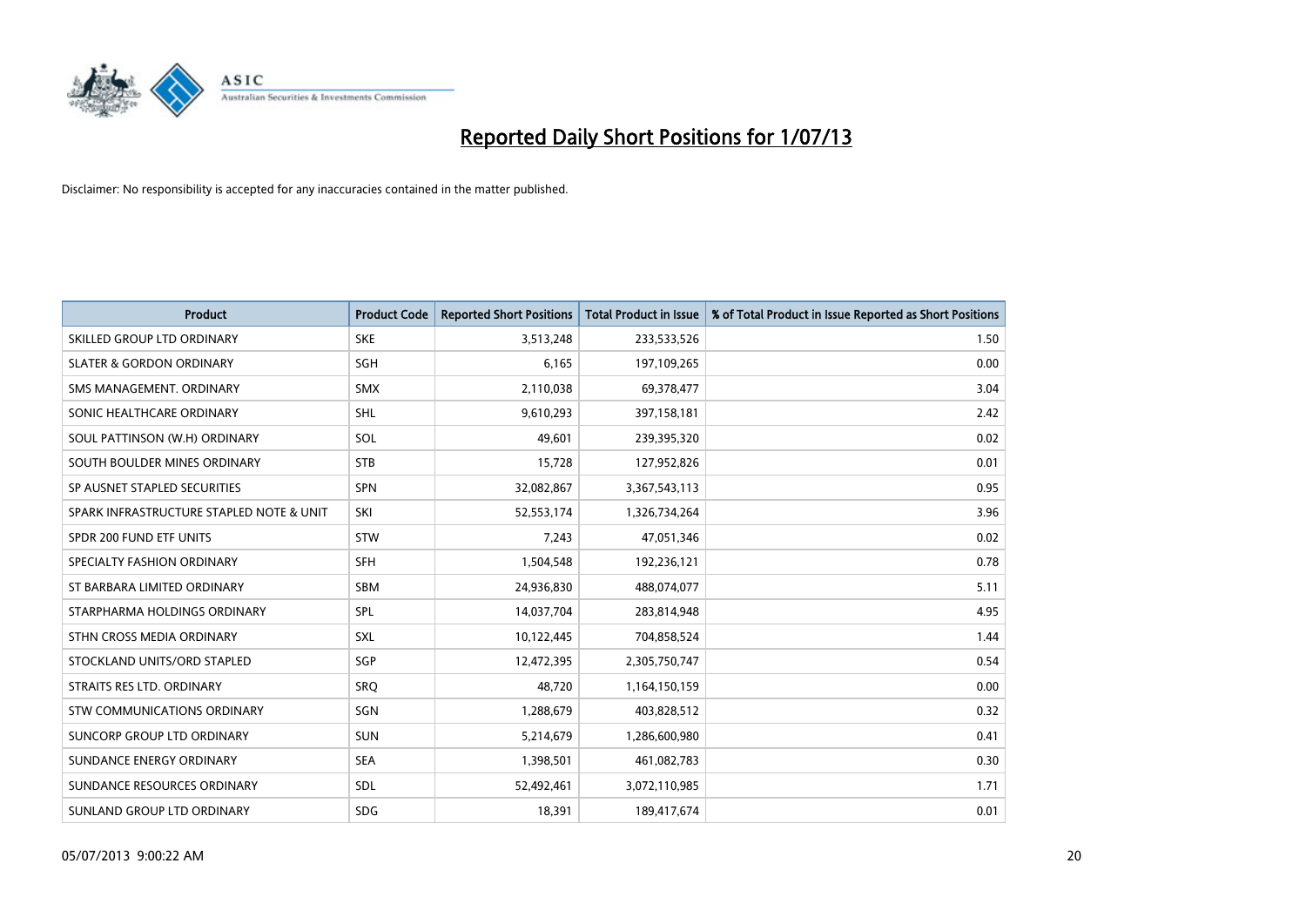# Reported Daily Short Positions for 1/07/13

Disclaimer: No responsibility is accepted for any inaccuracies contained in the matter published.

| Product | Product Code | Reported Short Positions | Total Product in Issue | % of Total Product in Issue Reported as Short Positions |
|---|---|---|---|---|
| SKILLED GROUP LTD ORDINARY | SKE | 3,513,248 | 233,533,526 | 1.50 |
| SLATER & GORDON ORDINARY | SGH | 6,165 | 197,109,265 | 0.00 |
| SMS MANAGEMENT. ORDINARY | SMX | 2,110,038 | 69,378,477 | 3.04 |
| SONIC HEALTHCARE ORDINARY | SHL | 9,610,293 | 397,158,181 | 2.42 |
| SOUL PATTINSON (W.H) ORDINARY | SOL | 49,601 | 239,395,320 | 0.02 |
| SOUTH BOULDER MINES ORDINARY | STB | 15,728 | 127,952,826 | 0.01 |
| SP AUSNET STAPLED SECURITIES | SPN | 32,082,867 | 3,367,543,113 | 0.95 |
| SPARK INFRASTRUCTURE STAPLED NOTE & UNIT | SKI | 52,553,174 | 1,326,734,264 | 3.96 |
| SPDR 200 FUND ETF UNITS | STW | 7,243 | 47,051,346 | 0.02 |
| SPECIALTY FASHION ORDINARY | SFH | 1,504,548 | 192,236,121 | 0.78 |
| ST BARBARA LIMITED ORDINARY | SBM | 24,936,830 | 488,074,077 | 5.11 |
| STARPHARMA HOLDINGS ORDINARY | SPL | 14,037,704 | 283,814,948 | 4.95 |
| STHN CROSS MEDIA ORDINARY | SXL | 10,122,445 | 704,858,524 | 1.44 |
| STOCKLAND UNITS/ORD STAPLED | SGP | 12,472,395 | 2,305,750,747 | 0.54 |
| STRAITS RES LTD. ORDINARY | SRQ | 48,720 | 1,164,150,159 | 0.00 |
| STW COMMUNICATIONS ORDINARY | SGN | 1,288,679 | 403,828,512 | 0.32 |
| SUNCORP GROUP LTD ORDINARY | SUN | 5,214,679 | 1,286,600,980 | 0.41 |
| SUNDANCE ENERGY ORDINARY | SEA | 1,398,501 | 461,082,783 | 0.30 |
| SUNDANCE RESOURCES ORDINARY | SDL | 52,492,461 | 3,072,110,985 | 1.71 |
| SUNLAND GROUP LTD ORDINARY | SDG | 18,391 | 189,417,674 | 0.01 |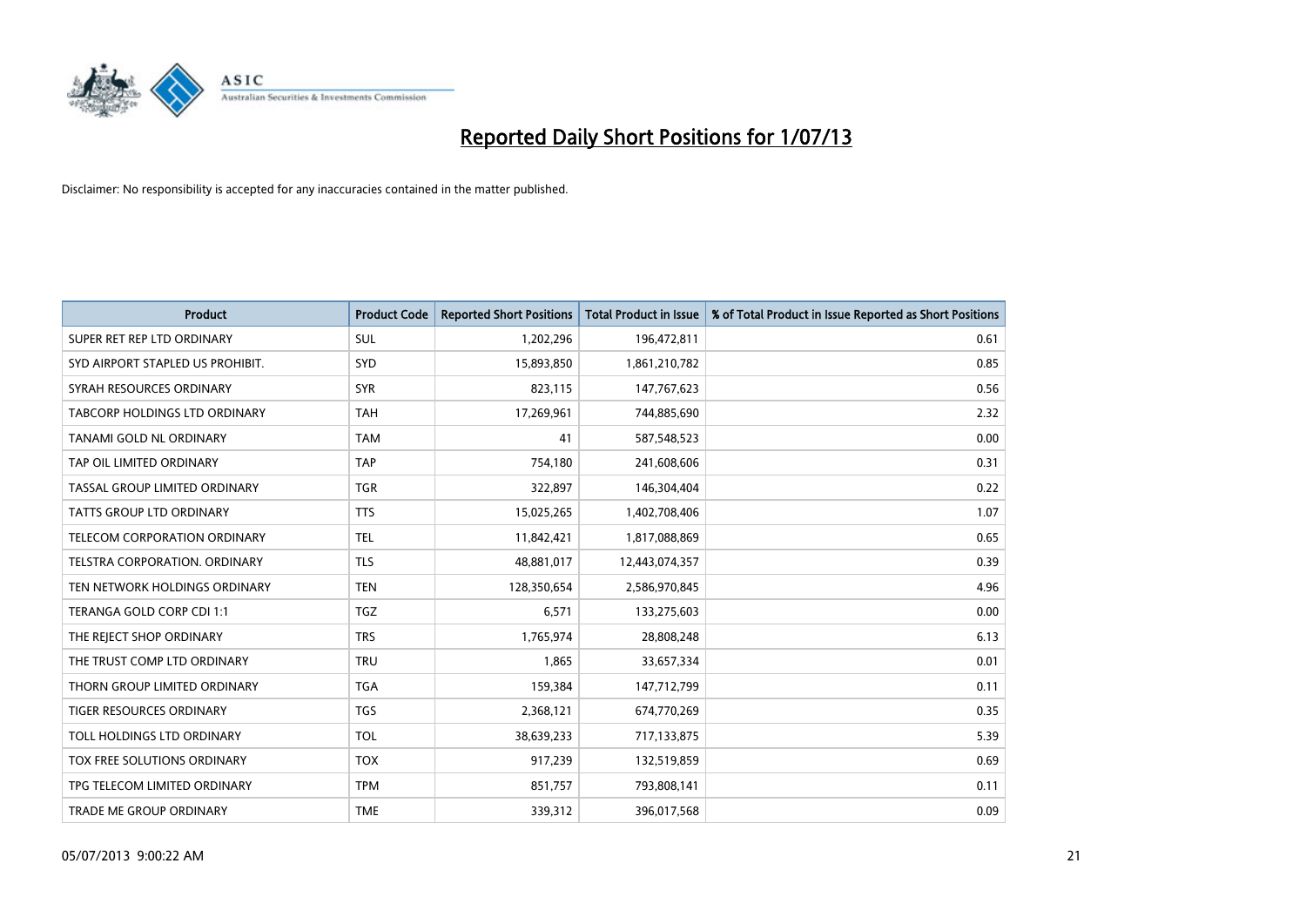# Reported Daily Short Positions for 1/07/13

Disclaimer: No responsibility is accepted for any inaccuracies contained in the matter published.

| Product | Product Code | Reported Short Positions | Total Product in Issue | % of Total Product in Issue Reported as Short Positions |
|---|---|---|---|---|
| SUPER RET REP LTD ORDINARY | SUL | 1,202,296 | 196,472,811 | 0.61 |
| SYD AIRPORT STAPLED US PROHIBIT. | SYD | 15,893,850 | 1,861,210,782 | 0.85 |
| SYRAH RESOURCES ORDINARY | SYR | 823,115 | 147,767,623 | 0.56 |
| TABCORP HOLDINGS LTD ORDINARY | TAH | 17,269,961 | 744,885,690 | 2.32 |
| TANAMI GOLD NL ORDINARY | TAM | 41 | 587,548,523 | 0.00 |
| TAP OIL LIMITED ORDINARY | TAP | 754,180 | 241,608,606 | 0.31 |
| TASSAL GROUP LIMITED ORDINARY | TGR | 322,897 | 146,304,404 | 0.22 |
| TATTS GROUP LTD ORDINARY | TTS | 15,025,265 | 1,402,708,406 | 1.07 |
| TELECOM CORPORATION ORDINARY | TEL | 11,842,421 | 1,817,088,869 | 0.65 |
| TELSTRA CORPORATION. ORDINARY | TLS | 48,881,017 | 12,443,074,357 | 0.39 |
| TEN NETWORK HOLDINGS ORDINARY | TEN | 128,350,654 | 2,586,970,845 | 4.96 |
| TERANGA GOLD CORP CDI 1:1 | TGZ | 6,571 | 133,275,603 | 0.00 |
| THE REJECT SHOP ORDINARY | TRS | 1,765,974 | 28,808,248 | 6.13 |
| THE TRUST COMP LTD ORDINARY | TRU | 1,865 | 33,657,334 | 0.01 |
| THORN GROUP LIMITED ORDINARY | TGA | 159,384 | 147,712,799 | 0.11 |
| TIGER RESOURCES ORDINARY | TGS | 2,368,121 | 674,770,269 | 0.35 |
| TOLL HOLDINGS LTD ORDINARY | TOL | 38,639,233 | 717,133,875 | 5.39 |
| TOX FREE SOLUTIONS ORDINARY | TOX | 917,239 | 132,519,859 | 0.69 |
| TPG TELECOM LIMITED ORDINARY | TPM | 851,757 | 793,808,141 | 0.11 |
| TRADE ME GROUP ORDINARY | TME | 339,312 | 396,017,568 | 0.09 |

05/07/2013 9:00:22 AM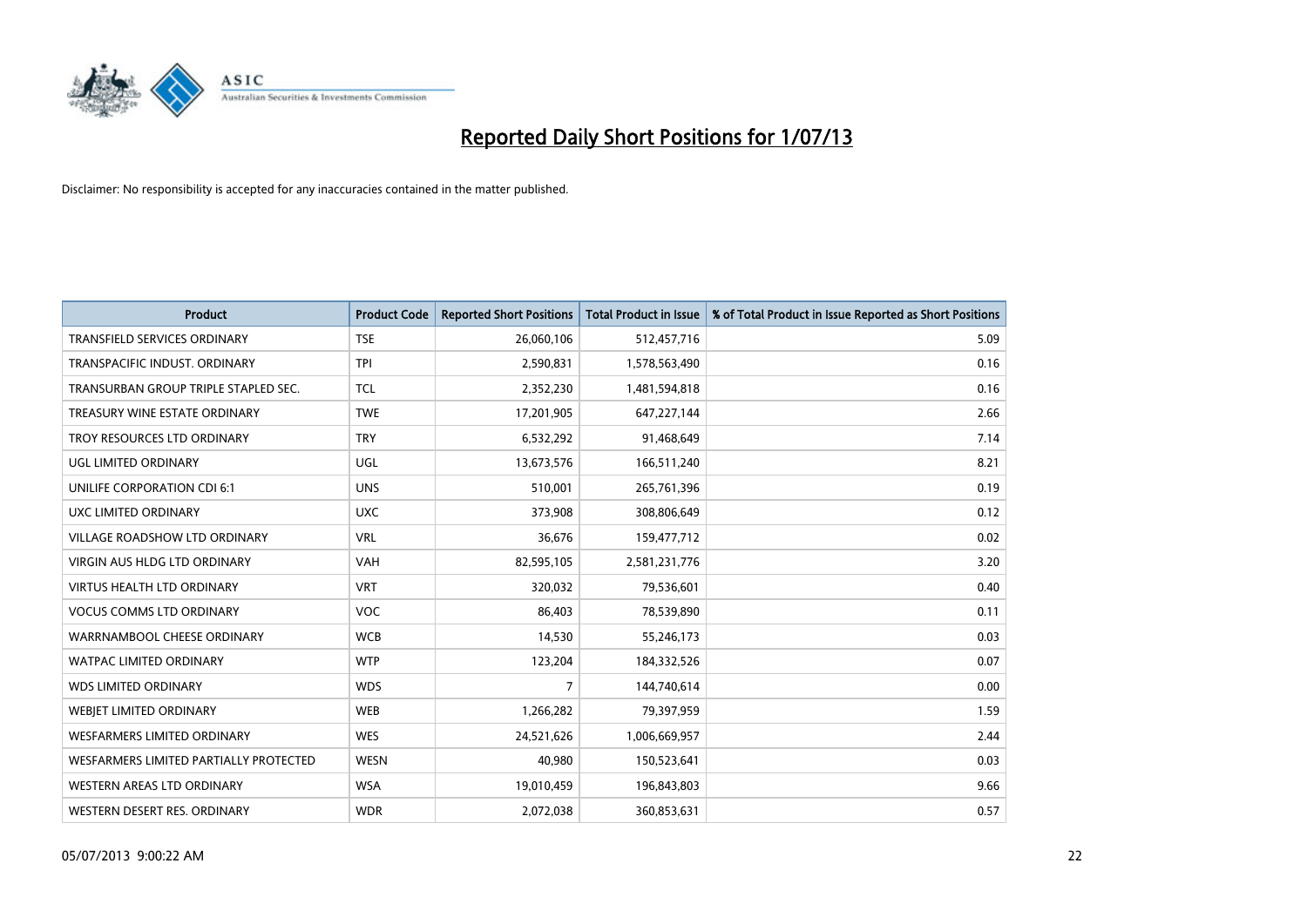# Reported Daily Short Positions for 1/07/13

Disclaimer: No responsibility is accepted for any inaccuracies contained in the matter published.

| Product | Product Code | Reported Short Positions | Total Product in Issue | % of Total Product in Issue Reported as Short Positions |
|---|---|---|---|---|
| TRANSFIELD SERVICES ORDINARY | TSE | 26,060,106 | 512,457,716 | 5.09 |
| TRANSPACIFIC INDUST. ORDINARY | TPI | 2,590,831 | 1,578,563,490 | 0.16 |
| TRANSURBAN GROUP TRIPLE STAPLED SEC. | TCL | 2,352,230 | 1,481,594,818 | 0.16 |
| TREASURY WINE ESTATE ORDINARY | TWE | 17,201,905 | 647,227,144 | 2.66 |
| TROY RESOURCES LTD ORDINARY | TRY | 6,532,292 | 91,468,649 | 7.14 |
| UGL LIMITED ORDINARY | UGL | 13,673,576 | 166,511,240 | 8.21 |
| UNILIFE CORPORATION CDI 6:1 | UNS | 510,001 | 265,761,396 | 0.19 |
| UXC LIMITED ORDINARY | UXC | 373,908 | 308,806,649 | 0.12 |
| VILLAGE ROADSHOW LTD ORDINARY | VRL | 36,676 | 159,477,712 | 0.02 |
| VIRGIN AUS HLDG LTD ORDINARY | VAH | 82,595,105 | 2,581,231,776 | 3.20 |
| VIRTUS HEALTH LTD ORDINARY | VRT | 320,032 | 79,536,601 | 0.40 |
| VOCUS COMMS LTD ORDINARY | VOC | 86,403 | 78,539,890 | 0.11 |
| WARRNAMBOOL CHEESE ORDINARY | WCB | 14,530 | 55,246,173 | 0.03 |
| WATPAC LIMITED ORDINARY | WTP | 123,204 | 184,332,526 | 0.07 |
| WDS LIMITED ORDINARY | WDS | 7 | 144,740,614 | 0.00 |
| WEBJET LIMITED ORDINARY | WEB | 1,266,282 | 79,397,959 | 1.59 |
| WESFARMERS LIMITED ORDINARY | WES | 24,521,626 | 1,006,669,957 | 2.44 |
| WESFARMERS LIMITED PARTIALLY PROTECTED | WESN | 40,980 | 150,523,641 | 0.03 |
| WESTERN AREAS LTD ORDINARY | WSA | 19,010,459 | 196,843,803 | 9.66 |
| WESTERN DESERT RES. ORDINARY | WDR | 2,072,038 | 360,853,631 | 0.57 |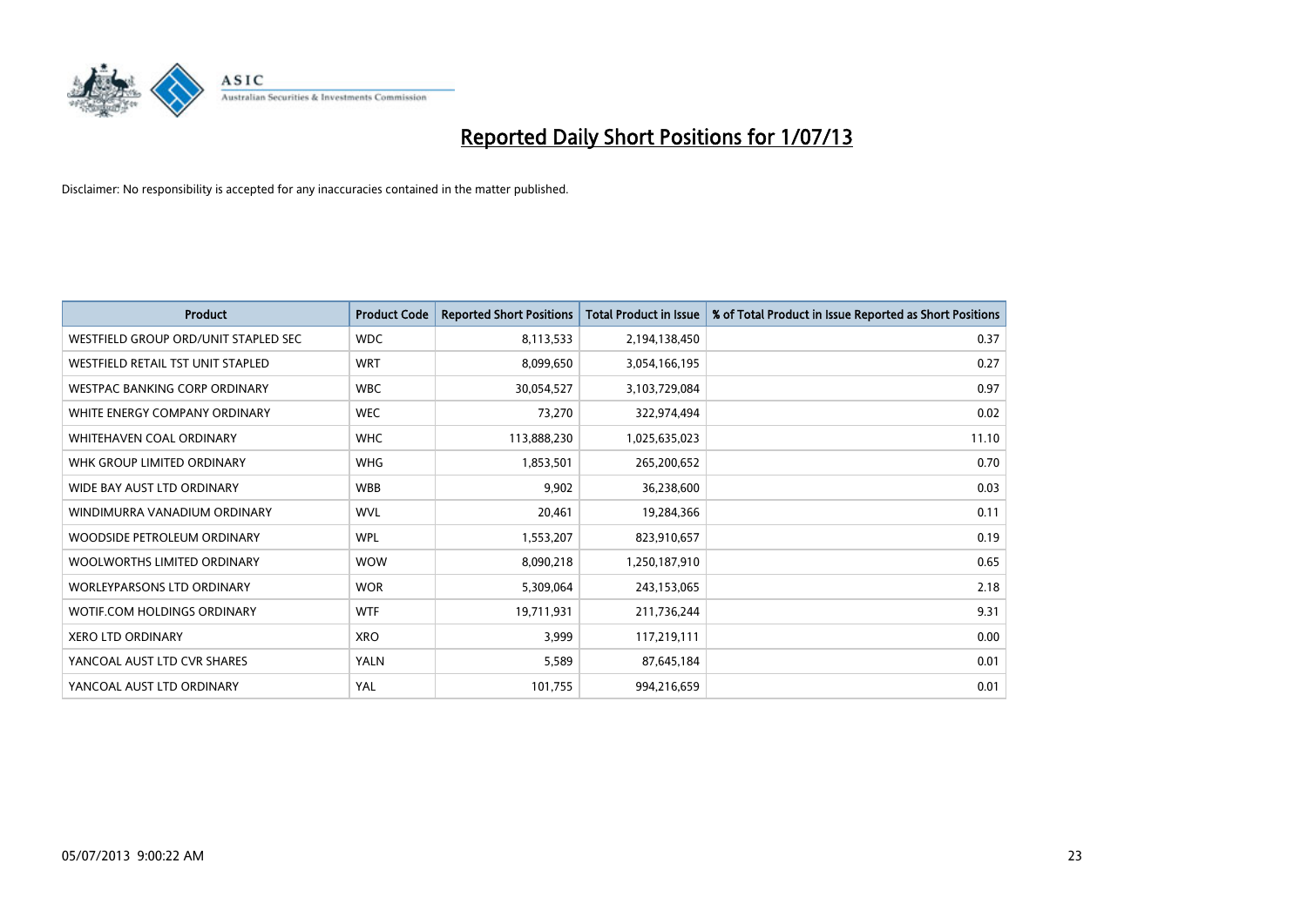# Reported Daily Short Positions for 1/07/13

Disclaimer: No responsibility is accepted for any inaccuracies contained in the matter published.

| Product | Product Code | Reported Short Positions | Total Product in Issue | % of Total Product in Issue Reported as Short Positions |
|---|---|---|---|---|
| WESTFIELD GROUP ORD/UNIT STAPLED SEC | WDC | 8,113,533 | 2,194,138,450 | 0.37 |
| WESTFIELD RETAIL TST UNIT STAPLED | WRT | 8,099,650 | 3,054,166,195 | 0.27 |
| WESTPAC BANKING CORP ORDINARY | WBC | 30,054,527 | 3,103,729,084 | 0.97 |
| WHITE ENERGY COMPANY ORDINARY | WEC | 73,270 | 322,974,494 | 0.02 |
| WHITEHAVEN COAL ORDINARY | WHC | 113,888,230 | 1,025,635,023 | 11.10 |
| WHK GROUP LIMITED ORDINARY | WHG | 1,853,501 | 265,200,652 | 0.70 |
| WIDE BAY AUST LTD ORDINARY | WBB | 9,902 | 36,238,600 | 0.03 |
| WINDIMURRA VANADIUM ORDINARY | WVL | 20,461 | 19,284,366 | 0.11 |
| WOODSIDE PETROLEUM ORDINARY | WPL | 1,553,207 | 823,910,657 | 0.19 |
| WOOLWORTHS LIMITED ORDINARY | WOW | 8,090,218 | 1,250,187,910 | 0.65 |
| WORLEYPARSONS LTD ORDINARY | WOR | 5,309,064 | 243,153,065 | 2.18 |
| WOTIF.COM HOLDINGS ORDINARY | WTF | 19,711,931 | 211,736,244 | 9.31 |
| XERO LTD ORDINARY | XRO | 3,999 | 117,219,111 | 0.00 |
| YANCOAL AUST LTD CVR SHARES | YALN | 5,589 | 87,645,184 | 0.01 |
| YANCOAL AUST LTD ORDINARY | YAL | 101,755 | 994,216,659 | 0.01 |

05/07/2013 9:00:22 AM